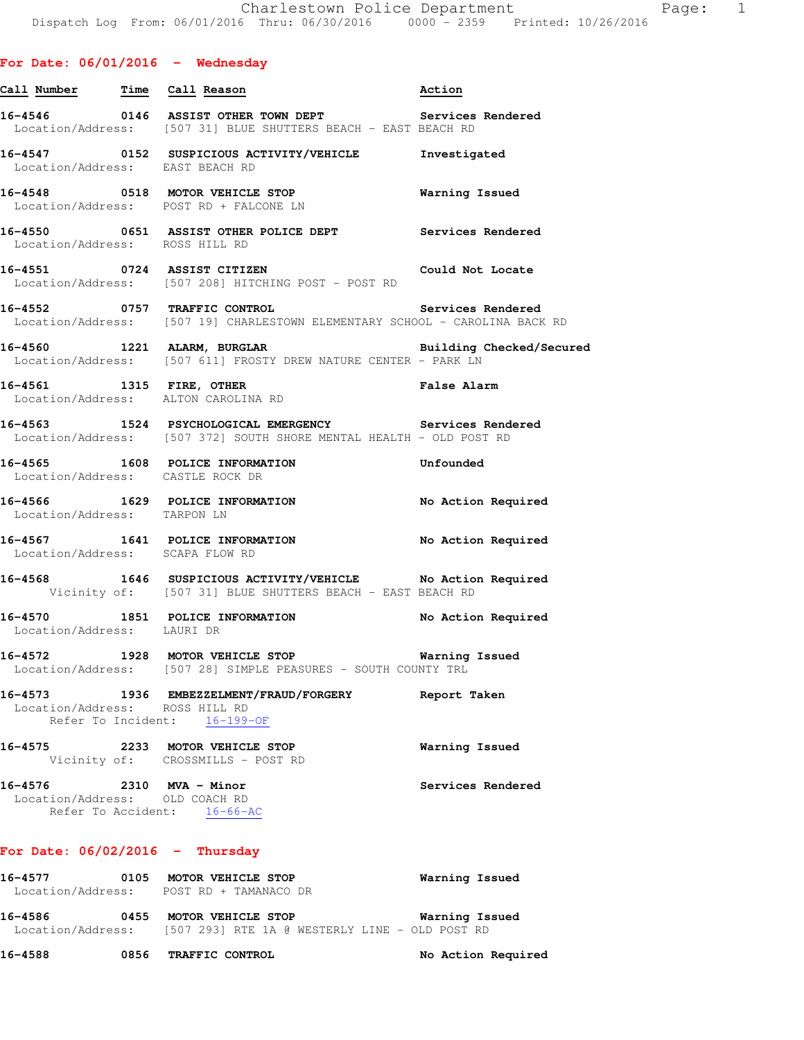## For Date: 06/01/2016 - Wednesday

| Call Number | Time | Call Reason | Action |
|---|---|---|---|
| 16-4546 | 0146 | ASSIST OTHER TOWN DEPT | Services Rendered |
| | | Location/Address: [507 31] BLUE SHUTTERS BEACH - EAST BEACH RD | |
| 16-4547 | 0152 | SUSPICIOUS ACTIVITY/VEHICLE | Investigated |
| | | Location/Address: EAST BEACH RD | |
| 16-4548 | 0518 | MOTOR VEHICLE STOP | Warning Issued |
| | | Location/Address: POST RD + FALCONE LN | |
| 16-4550 | 0651 | ASSIST OTHER POLICE DEPT | Services Rendered |
| | | Location/Address: ROSS HILL RD | |
| 16-4551 | 0724 | ASSIST CITIZEN | Could Not Locate |
| | | Location/Address: [507 208] HITCHING POST - POST RD | |
| 16-4552 | 0757 | TRAFFIC CONTROL | Services Rendered |
| | | Location/Address: [507 19] CHARLESTOWN ELEMENTARY SCHOOL - CAROLINA BACK RD | |
| 16-4560 | 1221 | ALARM, BURGLAR | Building Checked/Secured |
| | | Location/Address: [507 611] FROSTY DREW NATURE CENTER - PARK LN | |
| 16-4561 | 1315 | FIRE, OTHER | False Alarm |
| | | Location/Address: ALTON CAROLINA RD | |
| 16-4563 | 1524 | PSYCHOLOGICAL EMERGENCY | Services Rendered |
| | | Location/Address: [507 372] SOUTH SHORE MENTAL HEALTH - OLD POST RD | |
| 16-4565 | 1608 | POLICE INFORMATION | Unfounded |
| | | Location/Address: CASTLE ROCK DR | |
| 16-4566 | 1629 | POLICE INFORMATION | No Action Required |
| | | Location/Address: TARPON LN | |
| 16-4567 | 1641 | POLICE INFORMATION | No Action Required |
| | | Location/Address: SCAPA FLOW RD | |
| 16-4568 | 1646 | SUSPICIOUS ACTIVITY/VEHICLE | No Action Required |
| | | Vicinity of: [507 31] BLUE SHUTTERS BEACH - EAST BEACH RD | |
| 16-4570 | 1851 | POLICE INFORMATION | No Action Required |
| | | Location/Address: LAURI DR | |
| 16-4572 | 1928 | MOTOR VEHICLE STOP | Warning Issued |
| | | Location/Address: [507 28] SIMPLE PEASURES - SOUTH COUNTY TRL | |
| 16-4573 | 1936 | EMBEZZELMENT/FRAUD/FORGERY | Report Taken |
| | | Location/Address: ROSS HILL RD | |
| | | Refer To Incident: 16-199-OF | |
| 16-4575 | 2233 | MOTOR VEHICLE STOP | Warning Issued |
| | | Vicinity of: CROSSMILLS - POST RD | |
| 16-4576 | 2310 | MVA - Minor | Services Rendered |
| | | Location/Address: OLD COACH RD | |
| | | Refer To Accident: 16-66-AC | |

## For Date: 06/02/2016 - Thursday

| Call Number | Time | Call Reason | Action |
|---|---|---|---|
| 16-4577 | 0105 | MOTOR VEHICLE STOP | Warning Issued |
| | | Location/Address: POST RD + TAMANACO DR | |
| 16-4586 | 0455 | MOTOR VEHICLE STOP | Warning Issued |
| | | Location/Address: [507 293] RTE 1A @ WESTERLY LINE - OLD POST RD | |
| 16-4588 | 0856 | TRAFFIC CONTROL | No Action Required |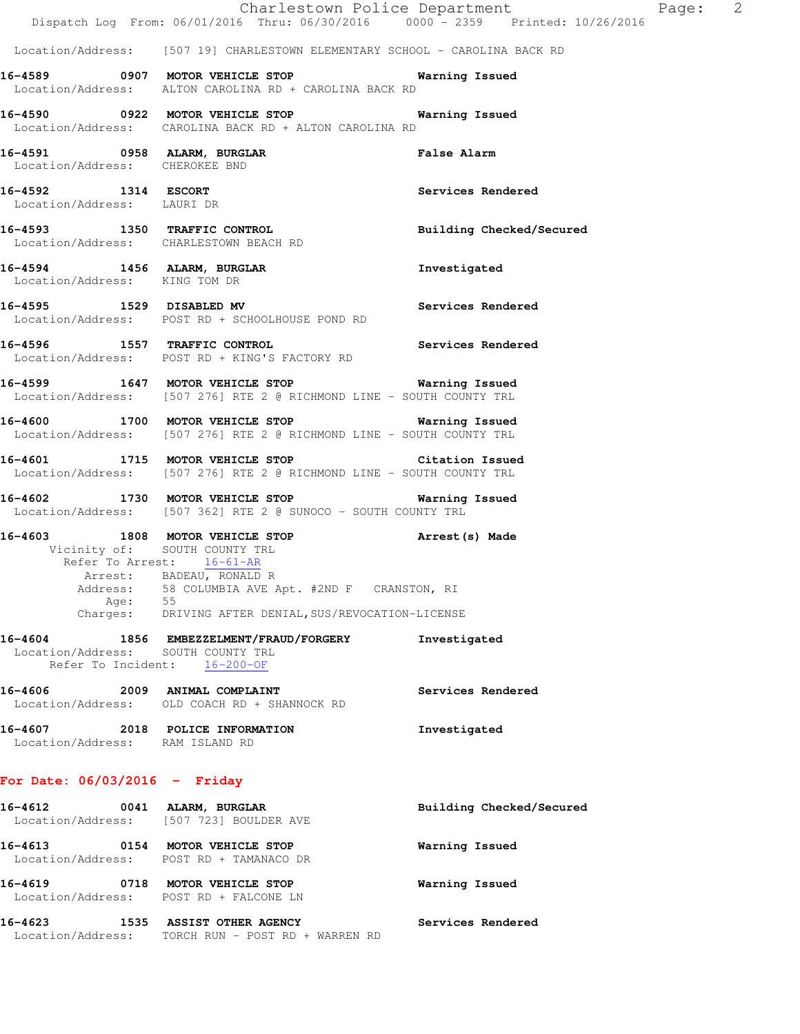Location/Address: [507 19] CHARLESTOWN ELEMENTARY SCHOOL - CAROLINA BACK RD

**16-4589 0907 MOTOR VEHICLE STOP** — **Warning Issued**
Location/Address: ALTON CAROLINA RD + CAROLINA BACK RD

**16-4590 0922 MOTOR VEHICLE STOP** — **Warning Issued**
Location/Address: CAROLINA BACK RD + ALTON CAROLINA RD

**16-4591 0958 ALARM, BURGLAR** — **False Alarm**
Location/Address: CHEROKEE BND

**16-4592 1314 ESCORT** — **Services Rendered**
Location/Address: LAURI DR

**16-4593 1350 TRAFFIC CONTROL** — **Building Checked/Secured**
Location/Address: CHARLESTOWN BEACH RD

**16-4594 1456 ALARM, BURGLAR** — **Investigated**
Location/Address: KING TOM DR

**16-4595 1529 DISABLED MV** — **Services Rendered**
Location/Address: POST RD + SCHOOLHOUSE POND RD

**16-4596 1557 TRAFFIC CONTROL** — **Services Rendered**
Location/Address: POST RD + KING'S FACTORY RD

**16-4599 1647 MOTOR VEHICLE STOP** — **Warning Issued**
Location/Address: [507 276] RTE 2 @ RICHMOND LINE - SOUTH COUNTY TRL

**16-4600 1700 MOTOR VEHICLE STOP** — **Warning Issued**
Location/Address: [507 276] RTE 2 @ RICHMOND LINE - SOUTH COUNTY TRL

**16-4601 1715 MOTOR VEHICLE STOP** — **Citation Issued**
Location/Address: [507 276] RTE 2 @ RICHMOND LINE - SOUTH COUNTY TRL

**16-4602 1730 MOTOR VEHICLE STOP** — **Warning Issued**
Location/Address: [507 362] RTE 2 @ SUNOCO - SOUTH COUNTY TRL

**16-4603 1808 MOTOR VEHICLE STOP** — **Arrest(s) Made**
Vicinity of: SOUTH COUNTY TRL
Refer To Arrest: 16-61-AR
Arrest: BADEAU, RONALD R
Address: 58 COLUMBIA AVE Apt. #2ND F CRANSTON, RI
Age: 55
Charges: DRIVING AFTER DENIAL,SUS/REVOCATION-LICENSE

**16-4604 1856 EMBEZZELMENT/FRAUD/FORGERY** — **Investigated**
Location/Address: SOUTH COUNTY TRL
Refer To Incident: 16-200-OF

**16-4606 2009 ANIMAL COMPLAINT** — **Services Rendered**
Location/Address: OLD COACH RD + SHANNOCK RD

**16-4607 2018 POLICE INFORMATION** — **Investigated**
Location/Address: RAM ISLAND RD

## For Date: 06/03/2016 - Friday

**16-4612 0041 ALARM, BURGLAR** — **Building Checked/Secured**
Location/Address: [507 723] BOULDER AVE

**16-4613 0154 MOTOR VEHICLE STOP** — **Warning Issued**
Location/Address: POST RD + TAMANACO DR

**16-4619 0718 MOTOR VEHICLE STOP** — **Warning Issued**
Location/Address: POST RD + FALCONE LN

**16-4623 1535 ASSIST OTHER AGENCY** — **Services Rendered**
Location/Address: TORCH RUN - POST RD + WARREN RD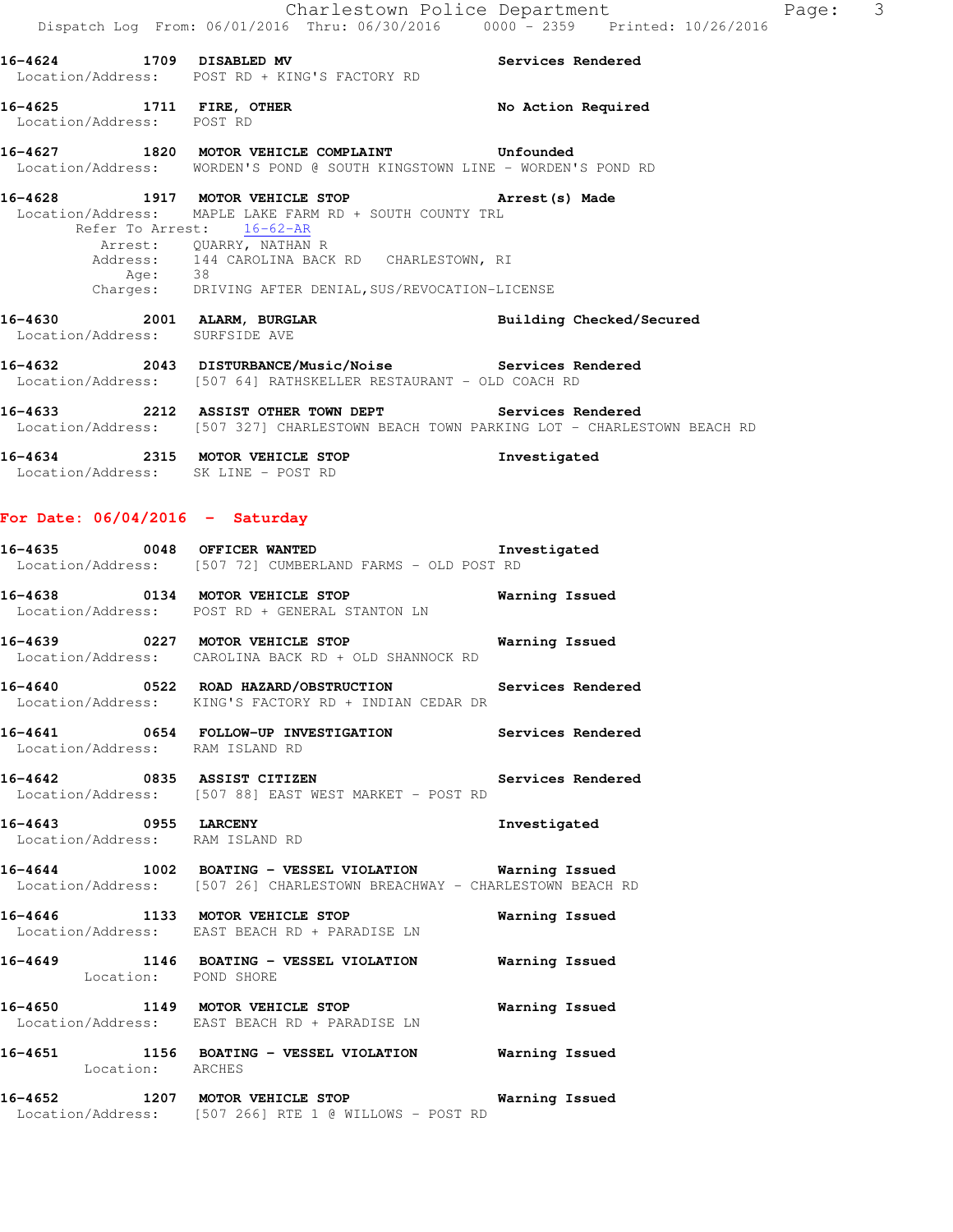**16-4624 1709 DISABLED MV** Services Rendered
Location/Address: POST RD + KING'S FACTORY RD

**16-4625 1711 FIRE, OTHER** No Action Required
Location/Address: POST RD

**16-4627 1820 MOTOR VEHICLE COMPLAINT** Unfounded
Location/Address: WORDEN'S POND @ SOUTH KINGSTOWN LINE - WORDEN'S POND RD

**16-4628 1917 MOTOR VEHICLE STOP** Arrest(s) Made
Location/Address: MAPLE LAKE FARM RD + SOUTH COUNTY TRL
Refer To Arrest: 16-62-AR
Arrest: QUARRY, NATHAN R
Address: 144 CAROLINA BACK RD CHARLESTOWN, RI
Age: 38
Charges: DRIVING AFTER DENIAL,SUS/REVOCATION-LICENSE

**16-4630 2001 ALARM, BURGLAR** Building Checked/Secured
Location/Address: SURFSIDE AVE

**16-4632 2043 DISTURBANCE/Music/Noise** Services Rendered
Location/Address: [507 64] RATHSKELLER RESTAURANT - OLD COACH RD

**16-4633 2212 ASSIST OTHER TOWN DEPT** Services Rendered
Location/Address: [507 327] CHARLESTOWN BEACH TOWN PARKING LOT - CHARLESTOWN BEACH RD

**16-4634 2315 MOTOR VEHICLE STOP** Investigated
Location/Address: SK LINE - POST RD

## For Date: 06/04/2016 - Saturday

**16-4635 0048 OFFICER WANTED** Investigated
Location/Address: [507 72] CUMBERLAND FARMS - OLD POST RD

**16-4638 0134 MOTOR VEHICLE STOP** Warning Issued
Location/Address: POST RD + GENERAL STANTON LN

**16-4639 0227 MOTOR VEHICLE STOP** Warning Issued
Location/Address: CAROLINA BACK RD + OLD SHANNOCK RD

**16-4640 0522 ROAD HAZARD/OBSTRUCTION** Services Rendered
Location/Address: KING'S FACTORY RD + INDIAN CEDAR DR

**16-4641 0654 FOLLOW-UP INVESTIGATION** Services Rendered
Location/Address: RAM ISLAND RD

**16-4642 0835 ASSIST CITIZEN** Services Rendered
Location/Address: [507 88] EAST WEST MARKET - POST RD

**16-4643 0955 LARCENY** Investigated
Location/Address: RAM ISLAND RD

**16-4644 1002 BOATING - VESSEL VIOLATION** Warning Issued
Location/Address: [507 26] CHARLESTOWN BREACHWAY - CHARLESTOWN BEACH RD

**16-4646 1133 MOTOR VEHICLE STOP** Warning Issued
Location/Address: EAST BEACH RD + PARADISE LN

**16-4649 1146 BOATING - VESSEL VIOLATION** Warning Issued
Location: POND SHORE

**16-4650 1149 MOTOR VEHICLE STOP** Warning Issued
Location/Address: EAST BEACH RD + PARADISE LN

**16-4651 1156 BOATING - VESSEL VIOLATION** Warning Issued
Location: ARCHES

**16-4652 1207 MOTOR VEHICLE STOP** Warning Issued
Location/Address: [507 266] RTE 1 @ WILLOWS - POST RD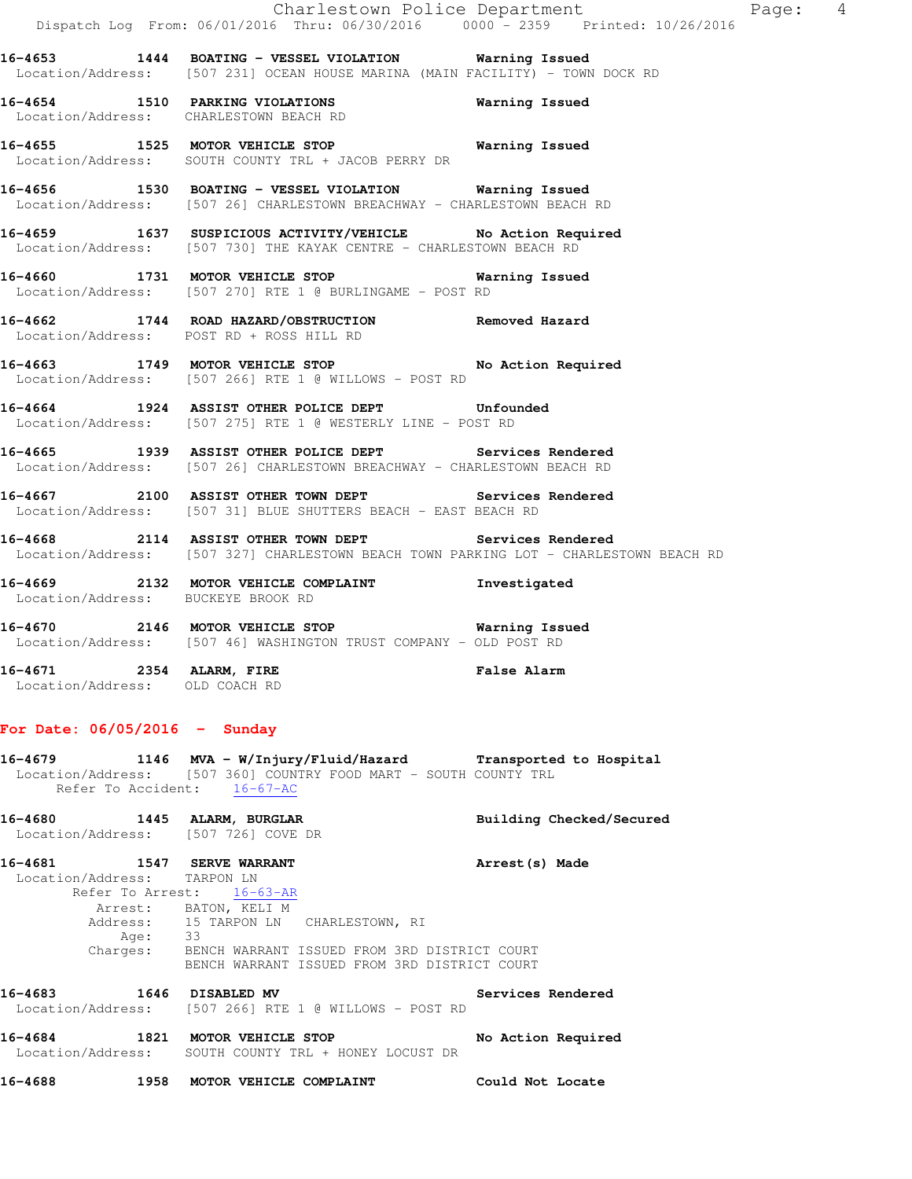16-4653 1444 **BOATING - VESSEL VIOLATION** Warning Issued
Location/Address: [507 231] OCEAN HOUSE MARINA (MAIN FACILITY) - TOWN DOCK RD

16-4654 1510 **PARKING VIOLATIONS** Warning Issued
Location/Address: CHARLESTOWN BEACH RD

16-4655 1525 **MOTOR VEHICLE STOP** Warning Issued
Location/Address: SOUTH COUNTY TRL + JACOB PERRY DR

16-4656 1530 **BOATING - VESSEL VIOLATION** Warning Issued
Location/Address: [507 26] CHARLESTOWN BREACHWAY - CHARLESTOWN BEACH RD

16-4659 1637 **SUSPICIOUS ACTIVITY/VEHICLE** No Action Required
Location/Address: [507 730] THE KAYAK CENTRE - CHARLESTOWN BEACH RD

16-4660 1731 **MOTOR VEHICLE STOP** Warning Issued
Location/Address: [507 270] RTE 1 @ BURLINGAME - POST RD

16-4662 1744 **ROAD HAZARD/OBSTRUCTION** Removed Hazard
Location/Address: POST RD + ROSS HILL RD

16-4663 1749 **MOTOR VEHICLE STOP** No Action Required
Location/Address: [507 266] RTE 1 @ WILLOWS - POST RD

16-4664 1924 **ASSIST OTHER POLICE DEPT** Unfounded
Location/Address: [507 275] RTE 1 @ WESTERLY LINE - POST RD

16-4665 1939 **ASSIST OTHER POLICE DEPT** Services Rendered
Location/Address: [507 26] CHARLESTOWN BREACHWAY - CHARLESTOWN BEACH RD

16-4667 2100 **ASSIST OTHER TOWN DEPT** Services Rendered
Location/Address: [507 31] BLUE SHUTTERS BEACH - EAST BEACH RD

16-4668 2114 **ASSIST OTHER TOWN DEPT** Services Rendered
Location/Address: [507 327] CHARLESTOWN BEACH TOWN PARKING LOT - CHARLESTOWN BEACH RD

16-4669 2132 **MOTOR VEHICLE COMPLAINT** Investigated
Location/Address: BUCKEYE BROOK RD

16-4670 2146 **MOTOR VEHICLE STOP** Warning Issued
Location/Address: [507 46] WASHINGTON TRUST COMPANY - OLD POST RD

16-4671 2354 **ALARM, FIRE** False Alarm
Location/Address: OLD COACH RD

## For Date: 06/05/2016 - Sunday

16-4679 1146 **MVA - W/Injury/Fluid/Hazard** Transported to Hospital
Location/Address: [507 360] COUNTRY FOOD MART - SOUTH COUNTY TRL
Refer To Accident: 16-67-AC

16-4680 1445 **ALARM, BURGLAR** Building Checked/Secured
Location/Address: [507 726] COVE DR

16-4681 1547 **SERVE WARRANT** Arrest(s) Made
Location/Address: TARPON LN
Refer To Arrest: 16-63-AR
Arrest: BATON, KELI M
Address: 15 TARPON LN CHARLESTOWN, RI
Age: 33
Charges: BENCH WARRANT ISSUED FROM 3RD DISTRICT COURT
BENCH WARRANT ISSUED FROM 3RD DISTRICT COURT

16-4683 1646 **DISABLED MV** Services Rendered
Location/Address: [507 266] RTE 1 @ WILLOWS - POST RD

16-4684 1821 **MOTOR VEHICLE STOP** No Action Required
Location/Address: SOUTH COUNTY TRL + HONEY LOCUST DR

16-4688 1958 **MOTOR VEHICLE COMPLAINT** Could Not Locate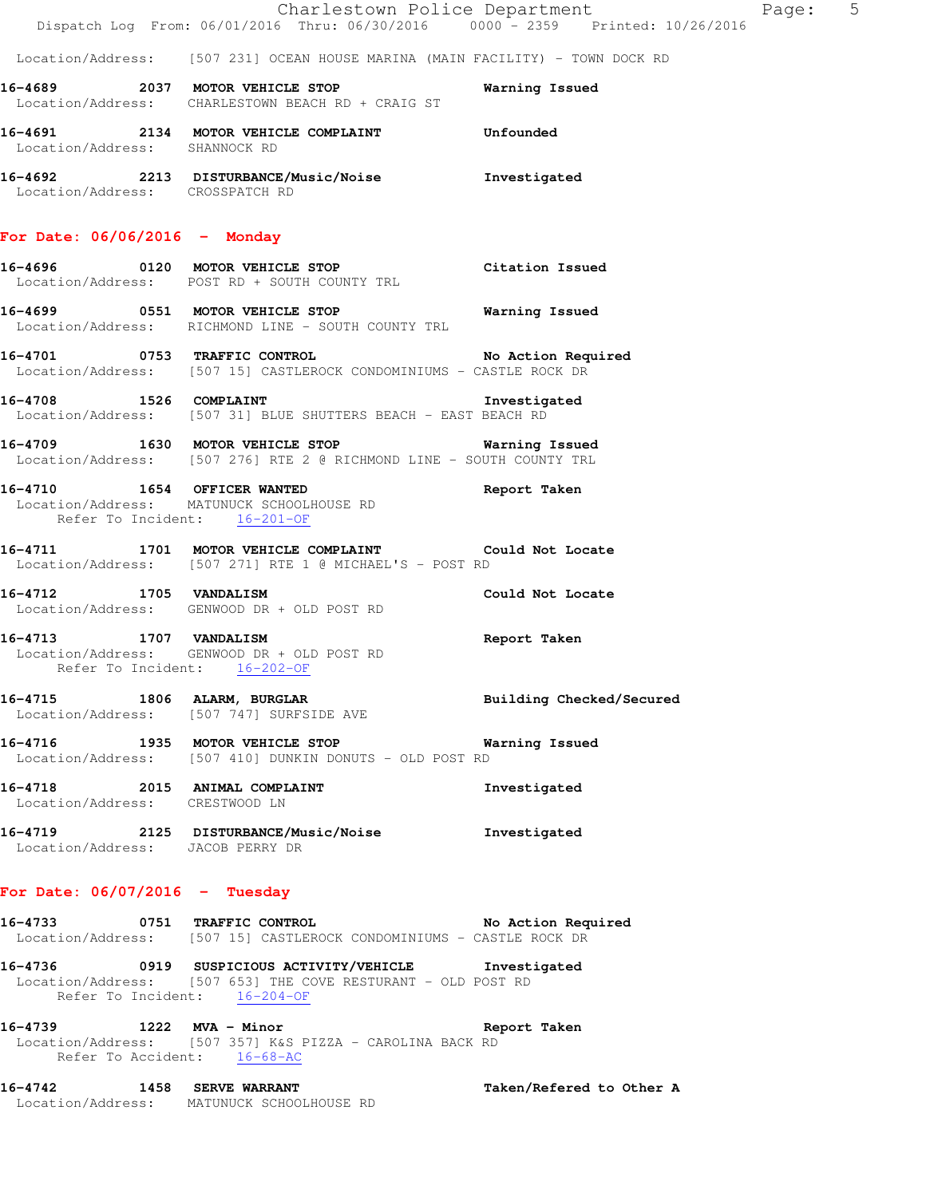Location/Address: [507 231] OCEAN HOUSE MARINA (MAIN FACILITY) - TOWN DOCK RD

**16-4689 2037 MOTOR VEHICLE STOP** Warning Issued
Location/Address: CHARLESTOWN BEACH RD + CRAIG ST

**16-4691 2134 MOTOR VEHICLE COMPLAINT** Unfounded
Location/Address: SHANNOCK RD

**16-4692 2213 DISTURBANCE/Music/Noise** Investigated
Location/Address: CROSSPATCH RD

## For Date: 06/06/2016 - Monday

**16-4696 0120 MOTOR VEHICLE STOP** Citation Issued
Location/Address: POST RD + SOUTH COUNTY TRL

**16-4699 0551 MOTOR VEHICLE STOP** Warning Issued
Location/Address: RICHMOND LINE - SOUTH COUNTY TRL

**16-4701 0753 TRAFFIC CONTROL** No Action Required
Location/Address: [507 15] CASTLEROCK CONDOMINIUMS - CASTLE ROCK DR

**16-4708 1526 COMPLAINT** Investigated
Location/Address: [507 31] BLUE SHUTTERS BEACH - EAST BEACH RD

**16-4709 1630 MOTOR VEHICLE STOP** Warning Issued
Location/Address: [507 276] RTE 2 @ RICHMOND LINE - SOUTH COUNTY TRL

**16-4710 1654 OFFICER WANTED** Report Taken
Location/Address: MATUNUCK SCHOOLHOUSE RD
Refer To Incident: 16-201-OF

**16-4711 1701 MOTOR VEHICLE COMPLAINT** Could Not Locate
Location/Address: [507 271] RTE 1 @ MICHAEL'S - POST RD

**16-4712 1705 VANDALISM** Could Not Locate
Location/Address: GENWOOD DR + OLD POST RD

**16-4713 1707 VANDALISM** Report Taken
Location/Address: GENWOOD DR + OLD POST RD
Refer To Incident: 16-202-OF

**16-4715 1806 ALARM, BURGLAR** Building Checked/Secured
Location/Address: [507 747] SURFSIDE AVE

**16-4716 1935 MOTOR VEHICLE STOP** Warning Issued
Location/Address: [507 410] DUNKIN DONUTS - OLD POST RD

**16-4718 2015 ANIMAL COMPLAINT** Investigated
Location/Address: CRESTWOOD LN

**16-4719 2125 DISTURBANCE/Music/Noise** Investigated
Location/Address: JACOB PERRY DR

## For Date: 06/07/2016 - Tuesday

**16-4733 0751 TRAFFIC CONTROL** No Action Required
Location/Address: [507 15] CASTLEROCK CONDOMINIUMS - CASTLE ROCK DR

**16-4736 0919 SUSPICIOUS ACTIVITY/VEHICLE** Investigated
Location/Address: [507 653] THE COVE RESTURANT - OLD POST RD
Refer To Incident: 16-204-OF

**16-4739 1222 MVA - Minor** Report Taken
Location/Address: [507 357] K&S PIZZA - CAROLINA BACK RD
Refer To Accident: 16-68-AC

**16-4742 1458 SERVE WARRANT** Taken/Refered to Other A
Location/Address: MATUNUCK SCHOOLHOUSE RD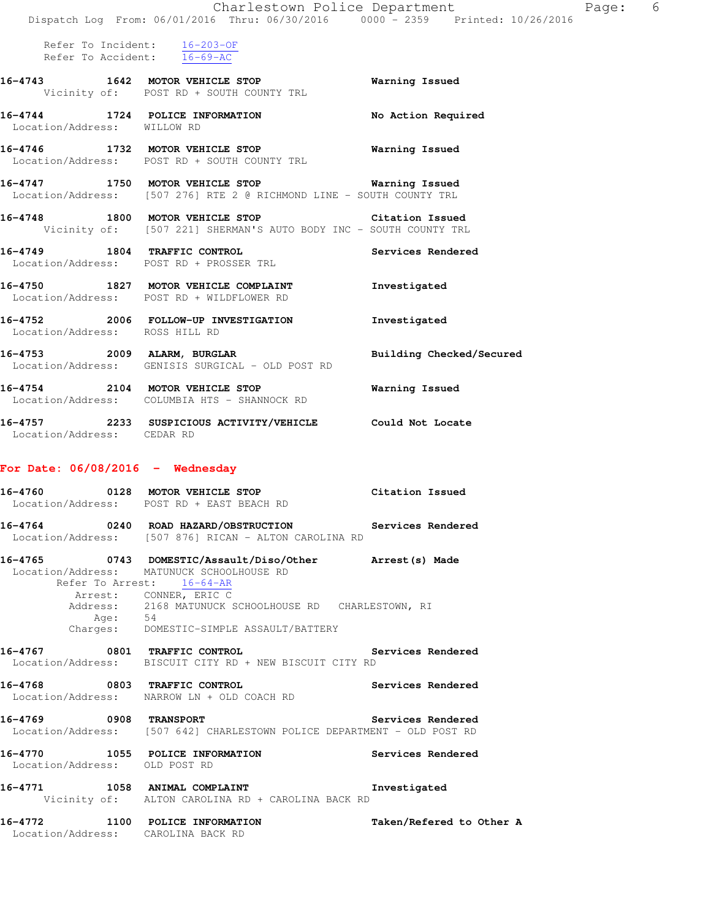Refer To Incident: 16-203-OF
Refer To Accident: 16-69-AC

**16-4743 1642 MOTOR VEHICLE STOP** — **Warning Issued**
Vicinity of: POST RD + SOUTH COUNTY TRL

**16-4744 1724 POLICE INFORMATION** — **No Action Required**
Location/Address: WILLOW RD

**16-4746 1732 MOTOR VEHICLE STOP** — **Warning Issued**
Location/Address: POST RD + SOUTH COUNTY TRL

**16-4747 1750 MOTOR VEHICLE STOP** — **Warning Issued**
Location/Address: [507 276] RTE 2 @ RICHMOND LINE - SOUTH COUNTY TRL

**16-4748 1800 MOTOR VEHICLE STOP** — **Citation Issued**
Vicinity of: [507 221] SHERMAN'S AUTO BODY INC - SOUTH COUNTY TRL

**16-4749 1804 TRAFFIC CONTROL** — **Services Rendered**
Location/Address: POST RD + PROSSER TRL

**16-4750 1827 MOTOR VEHICLE COMPLAINT** — **Investigated**
Location/Address: POST RD + WILDFLOWER RD

**16-4752 2006 FOLLOW-UP INVESTIGATION** — **Investigated**
Location/Address: ROSS HILL RD

**16-4753 2009 ALARM, BURGLAR** — **Building Checked/Secured**
Location/Address: GENISIS SURGICAL - OLD POST RD

**16-4754 2104 MOTOR VEHICLE STOP** — **Warning Issued**
Location/Address: COLUMBIA HTS - SHANNOCK RD

**16-4757 2233 SUSPICIOUS ACTIVITY/VEHICLE** — **Could Not Locate**
Location/Address: CEDAR RD

## For Date: 06/08/2016 - Wednesday

**16-4760 0128 MOTOR VEHICLE STOP** — **Citation Issued**
Location/Address: POST RD + EAST BEACH RD

**16-4764 0240 ROAD HAZARD/OBSTRUCTION** — **Services Rendered**
Location/Address: [507 876] RICAN - ALTON CAROLINA RD

**16-4765 0743 DOMESTIC/Assault/Diso/Other** — **Arrest(s) Made**
Location/Address: MATUNUCK SCHOOLHOUSE RD
Refer To Arrest: 16-64-AR
Arrest: CONNER, ERIC C
Address: 2168 MATUNUCK SCHOOLHOUSE RD CHARLESTOWN, RI
Age: 54
Charges: DOMESTIC-SIMPLE ASSAULT/BATTERY

**16-4767 0801 TRAFFIC CONTROL** — **Services Rendered**
Location/Address: BISCUIT CITY RD + NEW BISCUIT CITY RD

**16-4768 0803 TRAFFIC CONTROL** — **Services Rendered**
Location/Address: NARROW LN + OLD COACH RD

**16-4769 0908 TRANSPORT** — **Services Rendered**
Location/Address: [507 642] CHARLESTOWN POLICE DEPARTMENT - OLD POST RD

**16-4770 1055 POLICE INFORMATION** — **Services Rendered**
Location/Address: OLD POST RD

**16-4771 1058 ANIMAL COMPLAINT** — **Investigated**
Vicinity of: ALTON CAROLINA RD + CAROLINA BACK RD

**16-4772 1100 POLICE INFORMATION** — **Taken/Refered to Other A**
Location/Address: CAROLINA BACK RD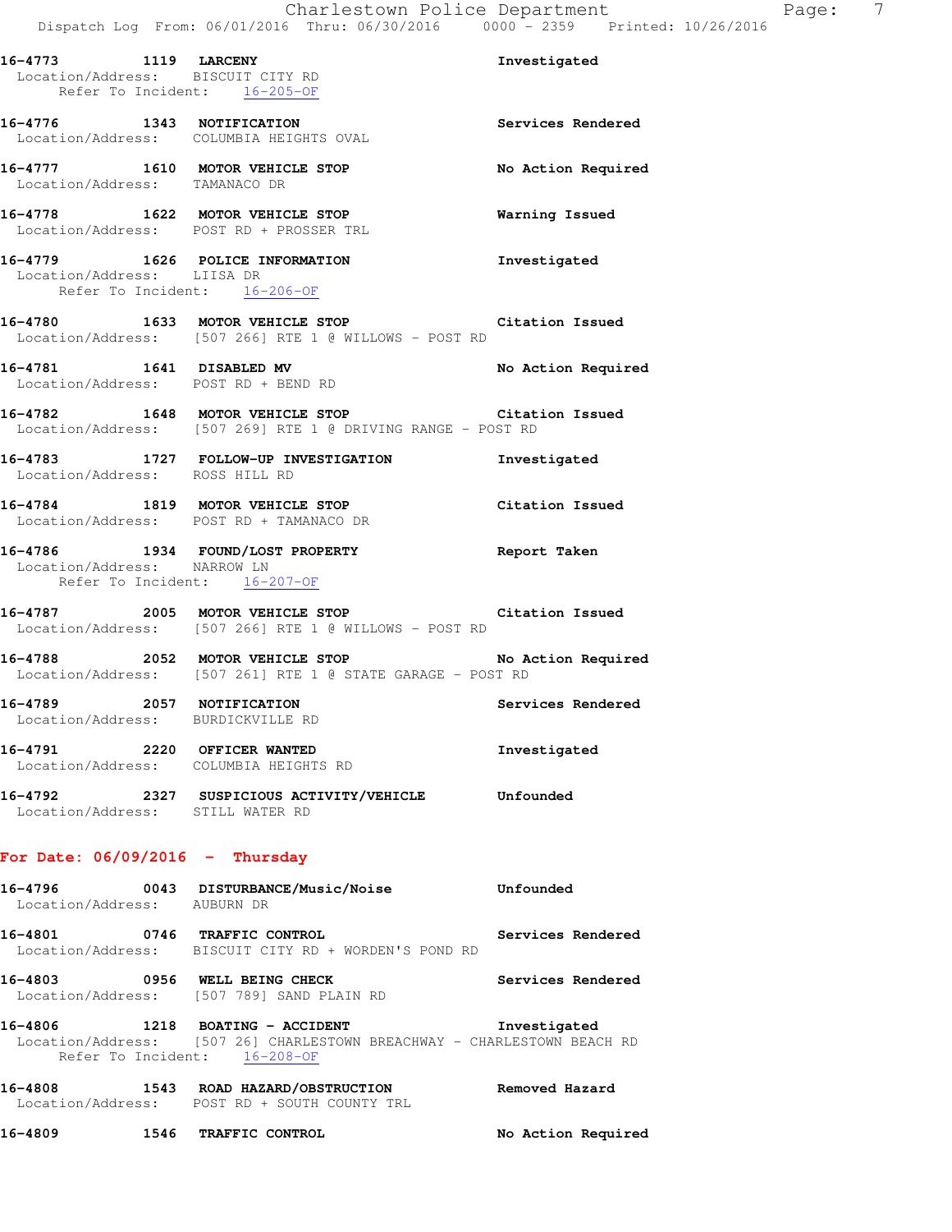16-4773 1119 LARCENY Investigated
Location/Address: BISCUIT CITY RD
Refer To Incident: 16-205-OF

16-4776 1343 NOTIFICATION Services Rendered
Location/Address: COLUMBIA HEIGHTS OVAL

16-4777 1610 MOTOR VEHICLE STOP No Action Required
Location/Address: TAMANACO DR

16-4778 1622 MOTOR VEHICLE STOP Warning Issued
Location/Address: POST RD + PROSSER TRL

16-4779 1626 POLICE INFORMATION Investigated
Location/Address: LIISA DR
Refer To Incident: 16-206-OF

16-4780 1633 MOTOR VEHICLE STOP Citation Issued
Location/Address: [507 266] RTE 1 @ WILLOWS - POST RD

16-4781 1641 DISABLED MV No Action Required
Location/Address: POST RD + BEND RD

16-4782 1648 MOTOR VEHICLE STOP Citation Issued
Location/Address: [507 269] RTE 1 @ DRIVING RANGE - POST RD

16-4783 1727 FOLLOW-UP INVESTIGATION Investigated
Location/Address: ROSS HILL RD

16-4784 1819 MOTOR VEHICLE STOP Citation Issued
Location/Address: POST RD + TAMANACO DR

16-4786 1934 FOUND/LOST PROPERTY Report Taken
Location/Address: NARROW LN
Refer To Incident: 16-207-OF

16-4787 2005 MOTOR VEHICLE STOP Citation Issued
Location/Address: [507 266] RTE 1 @ WILLOWS - POST RD

16-4788 2052 MOTOR VEHICLE STOP No Action Required
Location/Address: [507 261] RTE 1 @ STATE GARAGE - POST RD

16-4789 2057 NOTIFICATION Services Rendered
Location/Address: BURDICKVILLE RD

16-4791 2220 OFFICER WANTED Investigated
Location/Address: COLUMBIA HEIGHTS RD

16-4792 2327 SUSPICIOUS ACTIVITY/VEHICLE Unfounded
Location/Address: STILL WATER RD

## For Date: 06/09/2016 - Thursday

16-4796 0043 DISTURBANCE/Music/Noise Unfounded
Location/Address: AUBURN DR

16-4801 0746 TRAFFIC CONTROL Services Rendered
Location/Address: BISCUIT CITY RD + WORDEN'S POND RD

16-4803 0956 WELL BEING CHECK Services Rendered
Location/Address: [507 789] SAND PLAIN RD

16-4806 1218 BOATING - ACCIDENT Investigated
Location/Address: [507 26] CHARLESTOWN BREACHWAY - CHARLESTOWN BEACH RD
Refer To Incident: 16-208-OF

16-4808 1543 ROAD HAZARD/OBSTRUCTION Removed Hazard
Location/Address: POST RD + SOUTH COUNTY TRL

16-4809 1546 TRAFFIC CONTROL No Action Required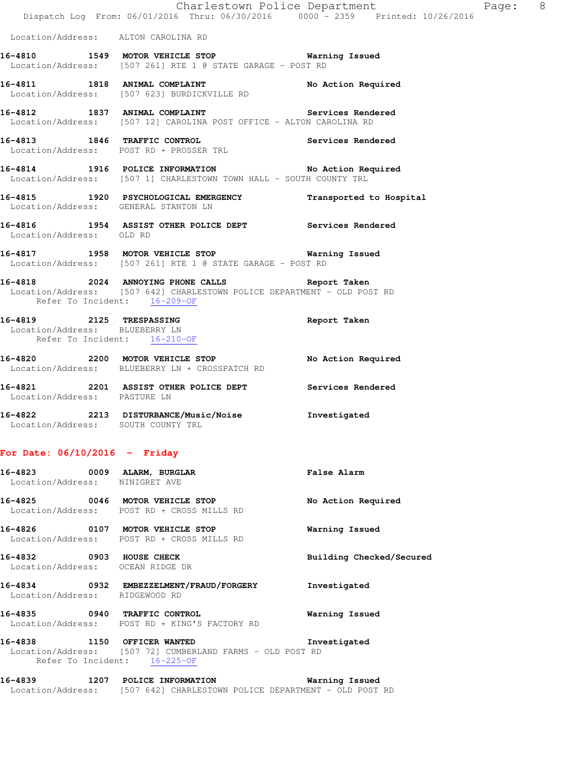Location/Address: ALTON CAROLINA RD

**16-4810 1549 MOTOR VEHICLE STOP** Warning Issued
Location/Address: [507 261] RTE 1 @ STATE GARAGE - POST RD

**16-4811 1818 ANIMAL COMPLAINT** No Action Required
Location/Address: [507 623] BURDICKVILLE RD

**16-4812 1837 ANIMAL COMPLAINT** Services Rendered
Location/Address: [507 12] CAROLINA POST OFFICE - ALTON CAROLINA RD

**16-4813 1846 TRAFFIC CONTROL** Services Rendered
Location/Address: POST RD + PROSSER TRL

**16-4814 1916 POLICE INFORMATION** No Action Required
Location/Address: [507 1] CHARLESTOWN TOWN HALL - SOUTH COUNTY TRL

**16-4815 1920 PSYCHOLOGICAL EMERGENCY** Transported to Hospital
Location/Address: GENERAL STANTON LN

**16-4816 1954 ASSIST OTHER POLICE DEPT** Services Rendered
Location/Address: OLD RD

**16-4817 1958 MOTOR VEHICLE STOP** Warning Issued
Location/Address: [507 261] RTE 1 @ STATE GARAGE - POST RD

**16-4818 2024 ANNOYING PHONE CALLS** Report Taken
Location/Address: [507 642] CHARLESTOWN POLICE DEPARTMENT - OLD POST RD
Refer To Incident: 16-209-OF

**16-4819 2125 TRESPASSING** Report Taken
Location/Address: BLUEBERRY LN
Refer To Incident: 16-210-OF

**16-4820 2200 MOTOR VEHICLE STOP** No Action Required
Location/Address: BLUEBERRY LN + CROSSPATCH RD

**16-4821 2201 ASSIST OTHER POLICE DEPT** Services Rendered
Location/Address: PASTURE LN

**16-4822 2213 DISTURBANCE/Music/Noise** Investigated
Location/Address: SOUTH COUNTY TRL

## For Date: 06/10/2016 - Friday

**16-4823 0009 ALARM, BURGLAR** False Alarm
Location/Address: NINIGRET AVE

**16-4825 0046 MOTOR VEHICLE STOP** No Action Required
Location/Address: POST RD + CROSS MILLS RD

**16-4826 0107 MOTOR VEHICLE STOP** Warning Issued
Location/Address: POST RD + CROSS MILLS RD

**16-4832 0903 HOUSE CHECK** Building Checked/Secured
Location/Address: OCEAN RIDGE DR

**16-4834 0932 EMBEZZELMENT/FRAUD/FORGERY** Investigated
Location/Address: RIDGEWOOD RD

**16-4835 0940 TRAFFIC CONTROL** Warning Issued
Location/Address: POST RD + KING'S FACTORY RD

**16-4838 1150 OFFICER WANTED** Investigated
Location/Address: [507 72] CUMBERLAND FARMS - OLD POST RD
Refer To Incident: 16-225-OF

**16-4839 1207 POLICE INFORMATION** Warning Issued
Location/Address: [507 642] CHARLESTOWN POLICE DEPARTMENT - OLD POST RD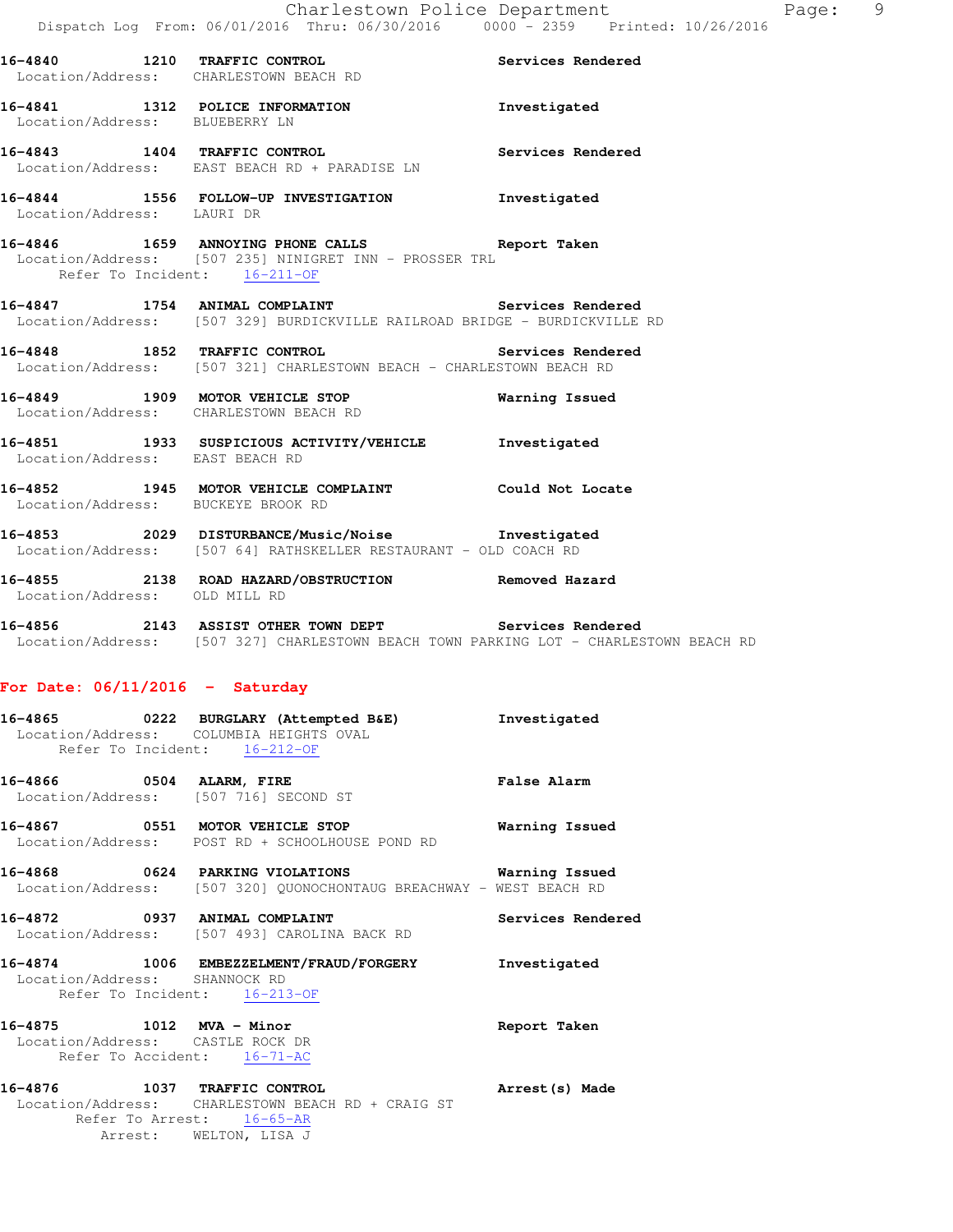**16-4840 1210 TRAFFIC CONTROL** **Services Rendered**
Location/Address: CHARLESTOWN BEACH RD

**16-4841 1312 POLICE INFORMATION** **Investigated**
Location/Address: BLUEBERRY LN

**16-4843 1404 TRAFFIC CONTROL** **Services Rendered**
Location/Address: EAST BEACH RD + PARADISE LN

**16-4844 1556 FOLLOW-UP INVESTIGATION** **Investigated**
Location/Address: LAURI DR

**16-4846 1659 ANNOYING PHONE CALLS** **Report Taken**
Location/Address: [507 235] NINIGRET INN - PROSSER TRL
Refer To Incident: 16-211-OF

**16-4847 1754 ANIMAL COMPLAINT** **Services Rendered**
Location/Address: [507 329] BURDICKVILLE RAILROAD BRIDGE - BURDICKVILLE RD

**16-4848 1852 TRAFFIC CONTROL** **Services Rendered**
Location/Address: [507 321] CHARLESTOWN BEACH - CHARLESTOWN BEACH RD

**16-4849 1909 MOTOR VEHICLE STOP** **Warning Issued**
Location/Address: CHARLESTOWN BEACH RD

**16-4851 1933 SUSPICIOUS ACTIVITY/VEHICLE** **Investigated**
Location/Address: EAST BEACH RD

**16-4852 1945 MOTOR VEHICLE COMPLAINT** **Could Not Locate**
Location/Address: BUCKEYE BROOK RD

**16-4853 2029 DISTURBANCE/Music/Noise** **Investigated**
Location/Address: [507 64] RATHSKELLER RESTAURANT - OLD COACH RD

**16-4855 2138 ROAD HAZARD/OBSTRUCTION** **Removed Hazard**
Location/Address: OLD MILL RD

**16-4856 2143 ASSIST OTHER TOWN DEPT** **Services Rendered**
Location/Address: [507 327] CHARLESTOWN BEACH TOWN PARKING LOT - CHARLESTOWN BEACH RD

## For Date: 06/11/2016 - Saturday

**16-4865 0222 BURGLARY (Attempted B&E)** **Investigated**
Location/Address: COLUMBIA HEIGHTS OVAL
Refer To Incident: 16-212-OF

**16-4866 0504 ALARM, FIRE** **False Alarm**
Location/Address: [507 716] SECOND ST

**16-4867 0551 MOTOR VEHICLE STOP** **Warning Issued**
Location/Address: POST RD + SCHOOLHOUSE POND RD

**16-4868 0624 PARKING VIOLATIONS** **Warning Issued**
Location/Address: [507 320] QUONOCHONTAUG BREACHWAY - WEST BEACH RD

**16-4872 0937 ANIMAL COMPLAINT** **Services Rendered**
Location/Address: [507 493] CAROLINA BACK RD

**16-4874 1006 EMBEZZELMENT/FRAUD/FORGERY** **Investigated**
Location/Address: SHANNOCK RD
Refer To Incident: 16-213-OF

**16-4875 1012 MVA - Minor** **Report Taken**
Location/Address: CASTLE ROCK DR
Refer To Accident: 16-71-AC

**16-4876 1037 TRAFFIC CONTROL** **Arrest(s) Made**
Location/Address: CHARLESTOWN BEACH RD + CRAIG ST
Refer To Arrest: 16-65-AR
Arrest: WELTON, LISA J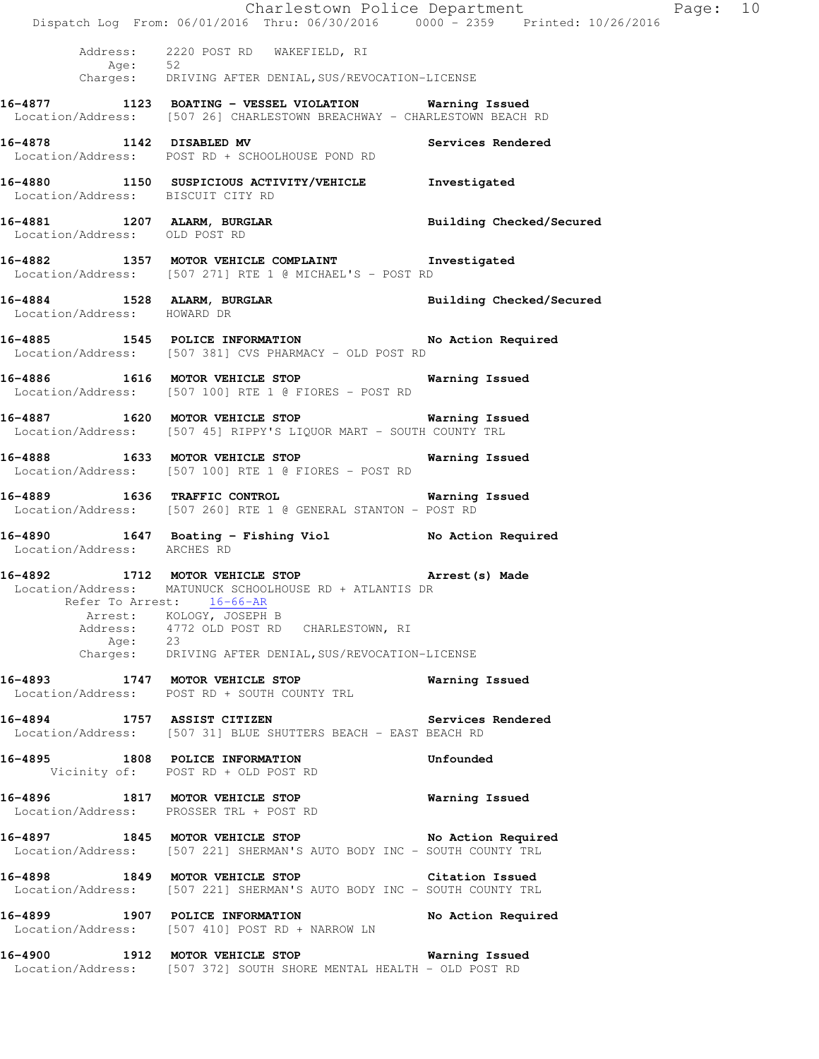Address: 2220 POST RD WAKEFIELD, RI
Age: 52
Charges: DRIVING AFTER DENIAL,SUS/REVOCATION-LICENSE

**16-4877 1123 BOATING - VESSEL VIOLATION** Warning Issued
Location/Address: [507 26] CHARLESTOWN BREACHWAY - CHARLESTOWN BEACH RD

**16-4878 1142 DISABLED MV** Services Rendered
Location/Address: POST RD + SCHOOLHOUSE POND RD

**16-4880 1150 SUSPICIOUS ACTIVITY/VEHICLE** Investigated
Location/Address: BISCUIT CITY RD

**16-4881 1207 ALARM, BURGLAR** Building Checked/Secured
Location/Address: OLD POST RD

**16-4882 1357 MOTOR VEHICLE COMPLAINT** Investigated
Location/Address: [507 271] RTE 1 @ MICHAEL'S - POST RD

**16-4884 1528 ALARM, BURGLAR** Building Checked/Secured
Location/Address: HOWARD DR

**16-4885 1545 POLICE INFORMATION** No Action Required
Location/Address: [507 381] CVS PHARMACY - OLD POST RD

**16-4886 1616 MOTOR VEHICLE STOP** Warning Issued
Location/Address: [507 100] RTE 1 @ FIORES - POST RD

**16-4887 1620 MOTOR VEHICLE STOP** Warning Issued
Location/Address: [507 45] RIPPY'S LIQUOR MART - SOUTH COUNTY TRL

**16-4888 1633 MOTOR VEHICLE STOP** Warning Issued
Location/Address: [507 100] RTE 1 @ FIORES - POST RD

**16-4889 1636 TRAFFIC CONTROL** Warning Issued
Location/Address: [507 260] RTE 1 @ GENERAL STANTON - POST RD

**16-4890 1647 Boating - Fishing Viol** No Action Required
Location/Address: ARCHES RD

**16-4892 1712 MOTOR VEHICLE STOP** Arrest(s) Made
Location/Address: MATUNUCK SCHOOLHOUSE RD + ATLANTIS DR
Refer To Arrest: 16-66-AR
Arrest: KOLOGY, JOSEPH B
Address: 4772 OLD POST RD CHARLESTOWN, RI
Age: 23
Charges: DRIVING AFTER DENIAL,SUS/REVOCATION-LICENSE

**16-4893 1747 MOTOR VEHICLE STOP** Warning Issued
Location/Address: POST RD + SOUTH COUNTY TRL

**16-4894 1757 ASSIST CITIZEN** Services Rendered
Location/Address: [507 31] BLUE SHUTTERS BEACH - EAST BEACH RD

**16-4895 1808 POLICE INFORMATION** Unfounded
Vicinity of: POST RD + OLD POST RD

**16-4896 1817 MOTOR VEHICLE STOP** Warning Issued
Location/Address: PROSSER TRL + POST RD

**16-4897 1845 MOTOR VEHICLE STOP** No Action Required
Location/Address: [507 221] SHERMAN'S AUTO BODY INC - SOUTH COUNTY TRL

**16-4898 1849 MOTOR VEHICLE STOP** Citation Issued
Location/Address: [507 221] SHERMAN'S AUTO BODY INC - SOUTH COUNTY TRL

**16-4899 1907 POLICE INFORMATION** No Action Required
Location/Address: [507 410] POST RD + NARROW LN

**16-4900 1912 MOTOR VEHICLE STOP** Warning Issued
Location/Address: [507 372] SOUTH SHORE MENTAL HEALTH - OLD POST RD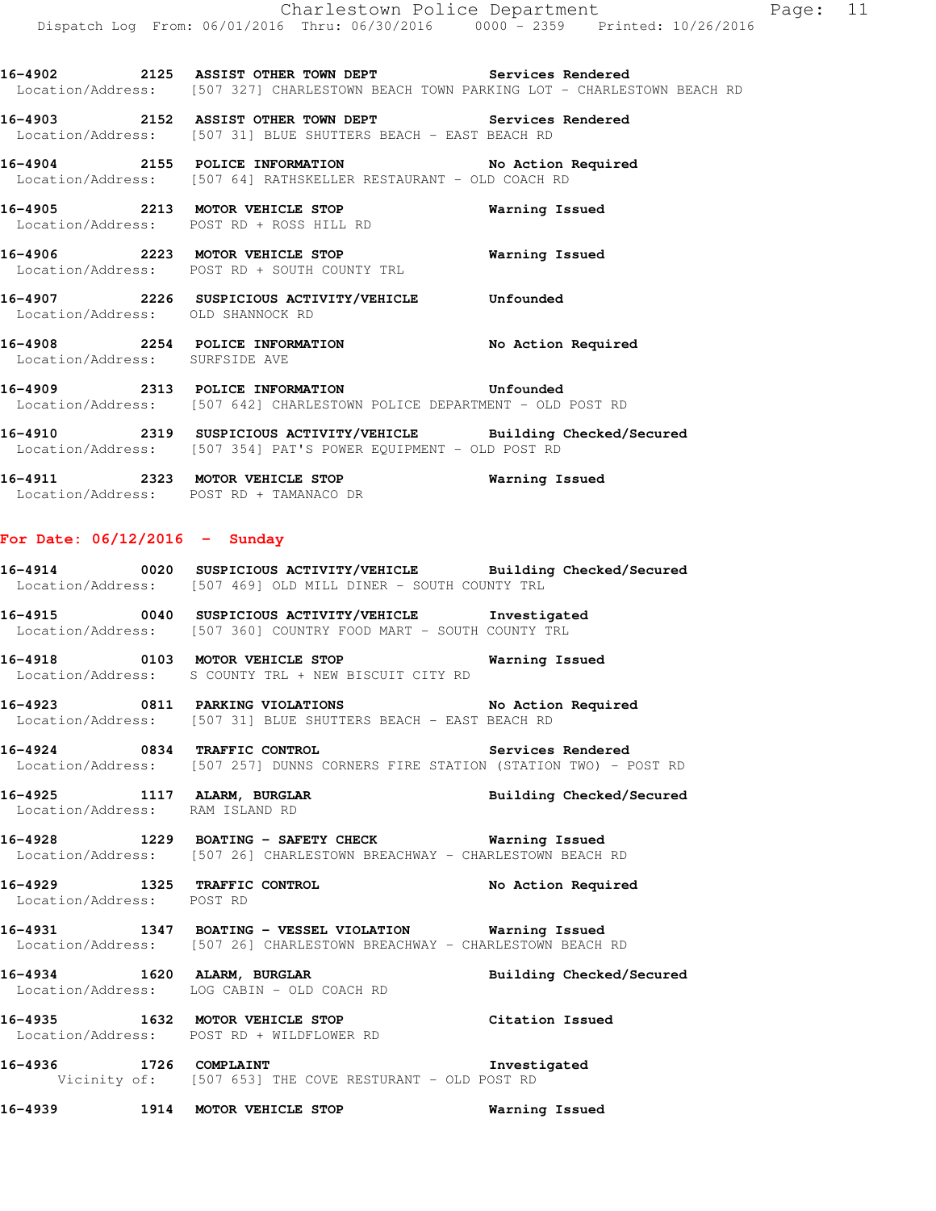16-4902 2125 ASSIST OTHER TOWN DEPT Services Rendered
Location/Address: [507 327] CHARLESTOWN BEACH TOWN PARKING LOT - CHARLESTOWN BEACH RD

16-4903 2152 ASSIST OTHER TOWN DEPT Services Rendered
Location/Address: [507 31] BLUE SHUTTERS BEACH - EAST BEACH RD

16-4904 2155 POLICE INFORMATION No Action Required
Location/Address: [507 64] RATHSKELLER RESTAURANT - OLD COACH RD

16-4905 2213 MOTOR VEHICLE STOP Warning Issued
Location/Address: POST RD + ROSS HILL RD

16-4906 2223 MOTOR VEHICLE STOP Warning Issued
Location/Address: POST RD + SOUTH COUNTY TRL

16-4907 2226 SUSPICIOUS ACTIVITY/VEHICLE Unfounded
Location/Address: OLD SHANNOCK RD

16-4908 2254 POLICE INFORMATION No Action Required
Location/Address: SURFSIDE AVE

16-4909 2313 POLICE INFORMATION Unfounded
Location/Address: [507 642] CHARLESTOWN POLICE DEPARTMENT - OLD POST RD

16-4910 2319 SUSPICIOUS ACTIVITY/VEHICLE Building Checked/Secured
Location/Address: [507 354] PAT'S POWER EQUIPMENT - OLD POST RD

16-4911 2323 MOTOR VEHICLE STOP Warning Issued
Location/Address: POST RD + TAMANACO DR

**For Date: 06/12/2016 - Sunday**

16-4914 0020 SUSPICIOUS ACTIVITY/VEHICLE Building Checked/Secured
Location/Address: [507 469] OLD MILL DINER - SOUTH COUNTY TRL

16-4915 0040 SUSPICIOUS ACTIVITY/VEHICLE Investigated
Location/Address: [507 360] COUNTRY FOOD MART - SOUTH COUNTY TRL

16-4918 0103 MOTOR VEHICLE STOP Warning Issued
Location/Address: S COUNTY TRL + NEW BISCUIT CITY RD

16-4923 0811 PARKING VIOLATIONS No Action Required
Location/Address: [507 31] BLUE SHUTTERS BEACH - EAST BEACH RD

16-4924 0834 TRAFFIC CONTROL Services Rendered
Location/Address: [507 257] DUNNS CORNERS FIRE STATION (STATION TWO) - POST RD

16-4925 1117 ALARM, BURGLAR Building Checked/Secured
Location/Address: RAM ISLAND RD

16-4928 1229 BOATING - SAFETY CHECK Warning Issued
Location/Address: [507 26] CHARLESTOWN BREACHWAY - CHARLESTOWN BEACH RD

16-4929 1325 TRAFFIC CONTROL No Action Required
Location/Address: POST RD

16-4931 1347 BOATING - VESSEL VIOLATION Warning Issued
Location/Address: [507 26] CHARLESTOWN BREACHWAY - CHARLESTOWN BEACH RD

16-4934 1620 ALARM, BURGLAR Building Checked/Secured
Location/Address: LOG CABIN - OLD COACH RD

16-4935 1632 MOTOR VEHICLE STOP Citation Issued
Location/Address: POST RD + WILDFLOWER RD

16-4936 1726 COMPLAINT Investigated
Vicinity of: [507 653] THE COVE RESTURANT - OLD POST RD

16-4939 1914 MOTOR VEHICLE STOP Warning Issued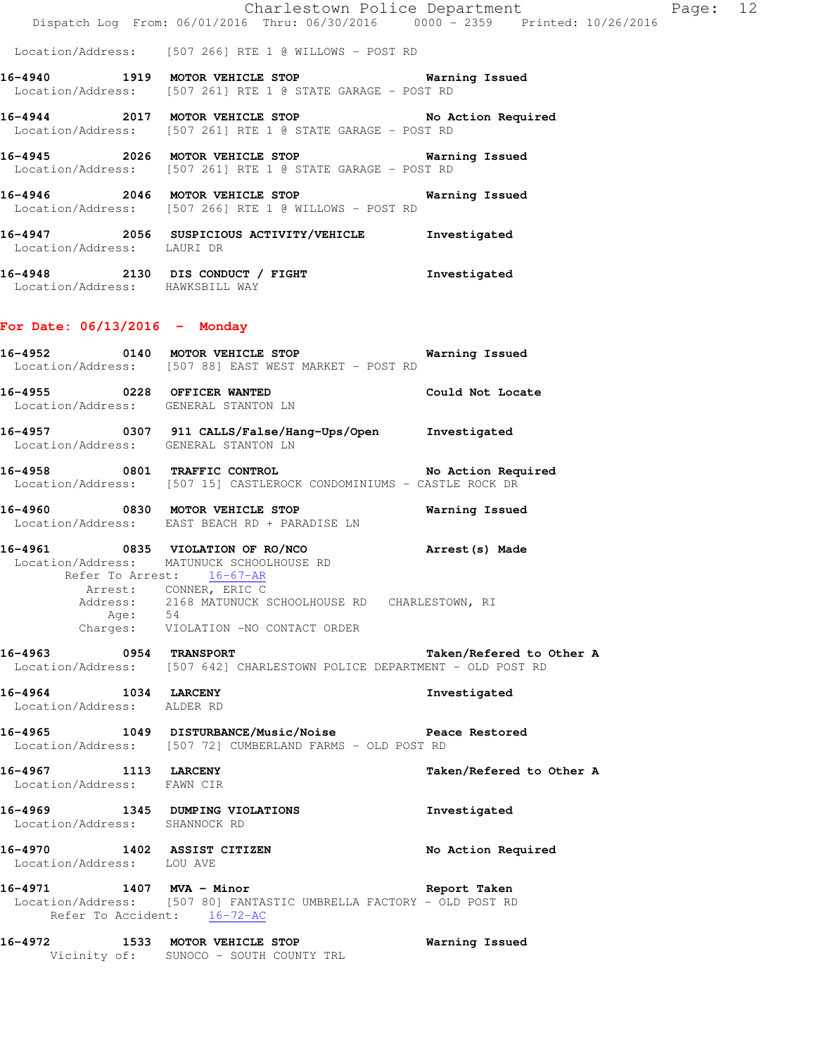Location/Address: [507 266] RTE 1 @ WILLOWS - POST RD

**16-4940 1919 MOTOR VEHICLE STOP** **Warning Issued**
Location/Address: [507 261] RTE 1 @ STATE GARAGE - POST RD

**16-4944 2017 MOTOR VEHICLE STOP** **No Action Required**
Location/Address: [507 261] RTE 1 @ STATE GARAGE - POST RD

**16-4945 2026 MOTOR VEHICLE STOP** **Warning Issued**
Location/Address: [507 261] RTE 1 @ STATE GARAGE - POST RD

**16-4946 2046 MOTOR VEHICLE STOP** **Warning Issued**
Location/Address: [507 266] RTE 1 @ WILLOWS - POST RD

**16-4947 2056 SUSPICIOUS ACTIVITY/VEHICLE** **Investigated**
Location/Address: LAURI DR

**16-4948 2130 DIS CONDUCT / FIGHT** **Investigated**
Location/Address: HAWKSBILL WAY

## For Date: 06/13/2016 - Monday

**16-4952 0140 MOTOR VEHICLE STOP** **Warning Issued**
Location/Address: [507 88] EAST WEST MARKET - POST RD

**16-4955 0228 OFFICER WANTED** **Could Not Locate**
Location/Address: GENERAL STANTON LN

**16-4957 0307 911 CALLS/False/Hang-Ups/Open** **Investigated**
Location/Address: GENERAL STANTON LN

**16-4958 0801 TRAFFIC CONTROL** **No Action Required**
Location/Address: [507 15] CASTLEROCK CONDOMINIUMS - CASTLE ROCK DR

**16-4960 0830 MOTOR VEHICLE STOP** **Warning Issued**
Location/Address: EAST BEACH RD + PARADISE LN

**16-4961 0835 VIOLATION OF RO/NCO** **Arrest(s) Made**
Location/Address: MATUNUCK SCHOOLHOUSE RD
Refer To Arrest: 16-67-AR
Arrest: CONNER, ERIC C
Address: 2168 MATUNUCK SCHOOLHOUSE RD CHARLESTOWN, RI
Age: 54
Charges: VIOLATION -NO CONTACT ORDER

**16-4963 0954 TRANSPORT** **Taken/Refered to Other A**
Location/Address: [507 642] CHARLESTOWN POLICE DEPARTMENT - OLD POST RD

**16-4964 1034 LARCENY** **Investigated**
Location/Address: ALDER RD

**16-4965 1049 DISTURBANCE/Music/Noise** **Peace Restored**
Location/Address: [507 72] CUMBERLAND FARMS - OLD POST RD

**16-4967 1113 LARCENY** **Taken/Refered to Other A**
Location/Address: FAWN CIR

**16-4969 1345 DUMPING VIOLATIONS** **Investigated**
Location/Address: SHANNOCK RD

**16-4970 1402 ASSIST CITIZEN** **No Action Required**
Location/Address: LOU AVE

**16-4971 1407 MVA - Minor** **Report Taken**
Location/Address: [507 80] FANTASTIC UMBRELLA FACTORY - OLD POST RD
Refer To Accident: 16-72-AC

**16-4972 1533 MOTOR VEHICLE STOP** **Warning Issued**
Vicinity of: SUNOCO - SOUTH COUNTY TRL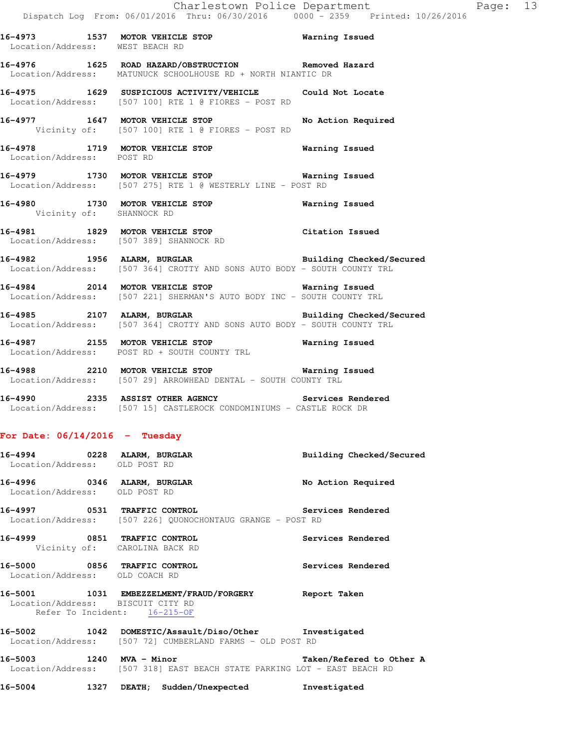**16-4973 1537 MOTOR VEHICLE STOP Warning Issued**
Location/Address: WEST BEACH RD

**16-4976 1625 ROAD HAZARD/OBSTRUCTION Removed Hazard**
Location/Address: MATUNUCK SCHOOLHOUSE RD + NORTH NIANTIC DR

**16-4975 1629 SUSPICIOUS ACTIVITY/VEHICLE Could Not Locate**
Location/Address: [507 100] RTE 1 @ FIORES - POST RD

**16-4977 1647 MOTOR VEHICLE STOP No Action Required**
Vicinity of: [507 100] RTE 1 @ FIORES - POST RD

**16-4978 1719 MOTOR VEHICLE STOP Warning Issued**
Location/Address: POST RD

**16-4979 1730 MOTOR VEHICLE STOP Warning Issued**
Location/Address: [507 275] RTE 1 @ WESTERLY LINE - POST RD

**16-4980 1730 MOTOR VEHICLE STOP Warning Issued**
Vicinity of: SHANNOCK RD

**16-4981 1829 MOTOR VEHICLE STOP Citation Issued**
Location/Address: [507 389] SHANNOCK RD

**16-4982 1956 ALARM, BURGLAR Building Checked/Secured**
Location/Address: [507 364] CROTTY AND SONS AUTO BODY - SOUTH COUNTY TRL

**16-4984 2014 MOTOR VEHICLE STOP Warning Issued**
Location/Address: [507 221] SHERMAN'S AUTO BODY INC - SOUTH COUNTY TRL

**16-4985 2107 ALARM, BURGLAR Building Checked/Secured**
Location/Address: [507 364] CROTTY AND SONS AUTO BODY - SOUTH COUNTY TRL

**16-4987 2155 MOTOR VEHICLE STOP Warning Issued**
Location/Address: POST RD + SOUTH COUNTY TRL

**16-4988 2210 MOTOR VEHICLE STOP Warning Issued**
Location/Address: [507 29] ARROWHEAD DENTAL - SOUTH COUNTY TRL

**16-4990 2335 ASSIST OTHER AGENCY Services Rendered**
Location/Address: [507 15] CASTLEROCK CONDOMINIUMS - CASTLE ROCK DR

## For Date: 06/14/2016 - Tuesday

**16-4994 0228 ALARM, BURGLAR Building Checked/Secured**
Location/Address: OLD POST RD

**16-4996 0346 ALARM, BURGLAR No Action Required**
Location/Address: OLD POST RD

**16-4997 0531 TRAFFIC CONTROL Services Rendered**
Location/Address: [507 226] QUONOCHONTAUG GRANGE - POST RD

**16-4999 0851 TRAFFIC CONTROL Services Rendered**
Vicinity of: CAROLINA BACK RD

**16-5000 0856 TRAFFIC CONTROL Services Rendered**
Location/Address: OLD COACH RD

**16-5001 1031 EMBEZZELMENT/FRAUD/FORGERY Report Taken**
Location/Address: BISCUIT CITY RD
Refer To Incident: 16-215-OF

**16-5002 1042 DOMESTIC/Assault/Diso/Other Investigated**
Location/Address: [507 72] CUMBERLAND FARMS - OLD POST RD

**16-5003 1240 MVA - Minor Taken/Refered to Other A**
Location/Address: [507 318] EAST BEACH STATE PARKING LOT - EAST BEACH RD

**16-5004 1327 DEATH; Sudden/Unexpected Investigated**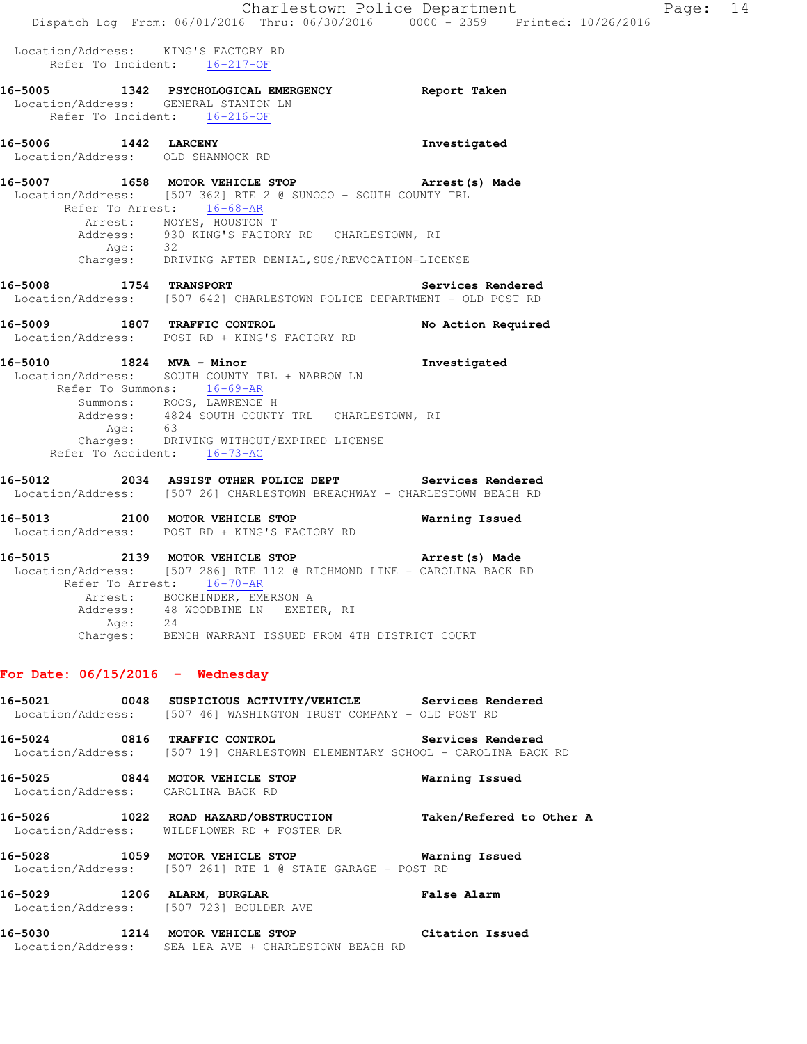Location/Address: KING'S FACTORY RD
Refer To Incident: 16-217-OF

**16-5005 1342 PSYCHOLOGICAL EMERGENCY** Report Taken
Location/Address: GENERAL STANTON LN
Refer To Incident: 16-216-OF

**16-5006 1442 LARCENY** Investigated
Location/Address: OLD SHANNOCK RD

**16-5007 1658 MOTOR VEHICLE STOP** Arrest(s) Made
Location/Address: [507 362] RTE 2 @ SUNOCO - SOUTH COUNTY TRL
Refer To Arrest: 16-68-AR
Arrest: NOYES, HOUSTON T
Address: 930 KING'S FACTORY RD CHARLESTOWN, RI
Age: 32
Charges: DRIVING AFTER DENIAL,SUS/REVOCATION-LICENSE

**16-5008 1754 TRANSPORT** Services Rendered
Location/Address: [507 642] CHARLESTOWN POLICE DEPARTMENT - OLD POST RD

**16-5009 1807 TRAFFIC CONTROL** No Action Required
Location/Address: POST RD + KING'S FACTORY RD

**16-5010 1824 MVA - Minor** Investigated
Location/Address: SOUTH COUNTY TRL + NARROW LN
Refer To Summons: 16-69-AR
Summons: ROOS, LAWRENCE H
Address: 4824 SOUTH COUNTY TRL CHARLESTOWN, RI
Age: 63
Charges: DRIVING WITHOUT/EXPIRED LICENSE
Refer To Accident: 16-73-AC

**16-5012 2034 ASSIST OTHER POLICE DEPT** Services Rendered
Location/Address: [507 26] CHARLESTOWN BREACHWAY - CHARLESTOWN BEACH RD

**16-5013 2100 MOTOR VEHICLE STOP** Warning Issued
Location/Address: POST RD + KING'S FACTORY RD

**16-5015 2139 MOTOR VEHICLE STOP** Arrest(s) Made
Location/Address: [507 286] RTE 112 @ RICHMOND LINE - CAROLINA BACK RD
Refer To Arrest: 16-70-AR
Arrest: BOOKBINDER, EMERSON A
Address: 48 WOODBINE LN EXETER, RI
Age: 24
Charges: BENCH WARRANT ISSUED FROM 4TH DISTRICT COURT

## For Date: 06/15/2016 - Wednesday

**16-5021 0048 SUSPICIOUS ACTIVITY/VEHICLE** Services Rendered
Location/Address: [507 46] WASHINGTON TRUST COMPANY - OLD POST RD

**16-5024 0816 TRAFFIC CONTROL** Services Rendered
Location/Address: [507 19] CHARLESTOWN ELEMENTARY SCHOOL - CAROLINA BACK RD

**16-5025 0844 MOTOR VEHICLE STOP** Warning Issued
Location/Address: CAROLINA BACK RD

**16-5026 1022 ROAD HAZARD/OBSTRUCTION** Taken/Refered to Other A
Location/Address: WILDFLOWER RD + FOSTER DR

**16-5028 1059 MOTOR VEHICLE STOP** Warning Issued
Location/Address: [507 261] RTE 1 @ STATE GARAGE - POST RD

**16-5029 1206 ALARM, BURGLAR** False Alarm
Location/Address: [507 723] BOULDER AVE

**16-5030 1214 MOTOR VEHICLE STOP** Citation Issued
Location/Address: SEA LEA AVE + CHARLESTOWN BEACH RD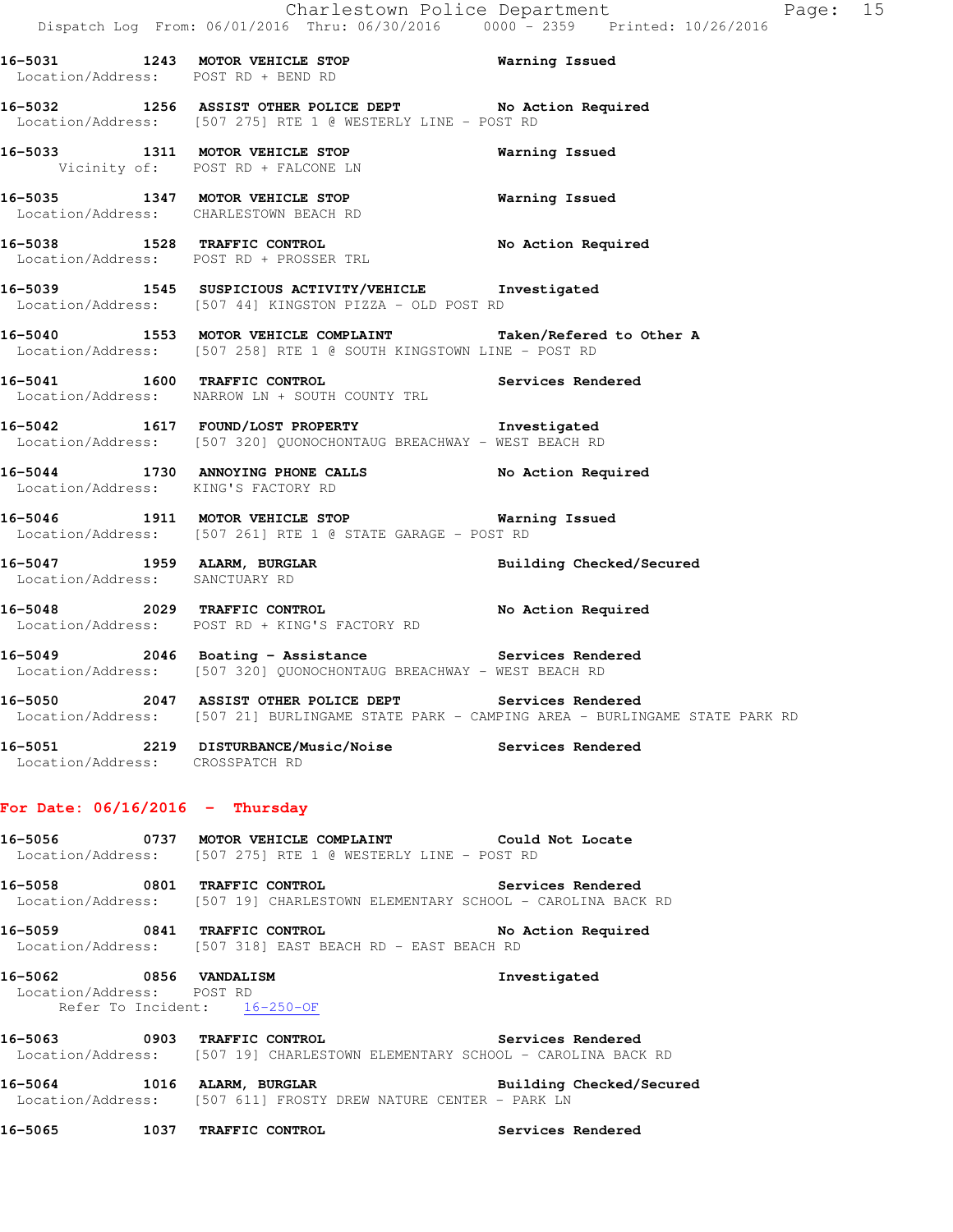**16-5031 1243 MOTOR VEHICLE STOP** Warning Issued
Location/Address: POST RD + BEND RD

**16-5032 1256 ASSIST OTHER POLICE DEPT** No Action Required
Location/Address: [507 275] RTE 1 @ WESTERLY LINE - POST RD

**16-5033 1311 MOTOR VEHICLE STOP** Warning Issued
Vicinity of: POST RD + FALCONE LN

**16-5035 1347 MOTOR VEHICLE STOP** Warning Issued
Location/Address: CHARLESTOWN BEACH RD

**16-5038 1528 TRAFFIC CONTROL** No Action Required
Location/Address: POST RD + PROSSER TRL

**16-5039 1545 SUSPICIOUS ACTIVITY/VEHICLE** Investigated
Location/Address: [507 44] KINGSTON PIZZA - OLD POST RD

**16-5040 1553 MOTOR VEHICLE COMPLAINT** Taken/Refered to Other A
Location/Address: [507 258] RTE 1 @ SOUTH KINGSTOWN LINE - POST RD

**16-5041 1600 TRAFFIC CONTROL** Services Rendered
Location/Address: NARROW LN + SOUTH COUNTY TRL

**16-5042 1617 FOUND/LOST PROPERTY** Investigated
Location/Address: [507 320] QUONOCHONTAUG BREACHWAY - WEST BEACH RD

**16-5044 1730 ANNOYING PHONE CALLS** No Action Required
Location/Address: KING'S FACTORY RD

**16-5046 1911 MOTOR VEHICLE STOP** Warning Issued
Location/Address: [507 261] RTE 1 @ STATE GARAGE - POST RD

**16-5047 1959 ALARM, BURGLAR** Building Checked/Secured
Location/Address: SANCTUARY RD

**16-5048 2029 TRAFFIC CONTROL** No Action Required
Location/Address: POST RD + KING'S FACTORY RD

**16-5049 2046 Boating - Assistance** Services Rendered
Location/Address: [507 320] QUONOCHONTAUG BREACHWAY - WEST BEACH RD

**16-5050 2047 ASSIST OTHER POLICE DEPT** Services Rendered
Location/Address: [507 21] BURLINGAME STATE PARK - CAMPING AREA - BURLINGAME STATE PARK RD

**16-5051 2219 DISTURBANCE/Music/Noise** Services Rendered
Location/Address: CROSSPATCH RD

## For Date: 06/16/2016 - Thursday

**16-5056 0737 MOTOR VEHICLE COMPLAINT** Could Not Locate
Location/Address: [507 275] RTE 1 @ WESTERLY LINE - POST RD

**16-5058 0801 TRAFFIC CONTROL** Services Rendered
Location/Address: [507 19] CHARLESTOWN ELEMENTARY SCHOOL - CAROLINA BACK RD

**16-5059 0841 TRAFFIC CONTROL** No Action Required
Location/Address: [507 318] EAST BEACH RD - EAST BEACH RD

**16-5062 0856 VANDALISM** Investigated
Location/Address: POST RD
Refer To Incident: 16-250-OF

**16-5063 0903 TRAFFIC CONTROL** Services Rendered
Location/Address: [507 19] CHARLESTOWN ELEMENTARY SCHOOL - CAROLINA BACK RD

**16-5064 1016 ALARM, BURGLAR** Building Checked/Secured
Location/Address: [507 611] FROSTY DREW NATURE CENTER - PARK LN

**16-5065 1037 TRAFFIC CONTROL** Services Rendered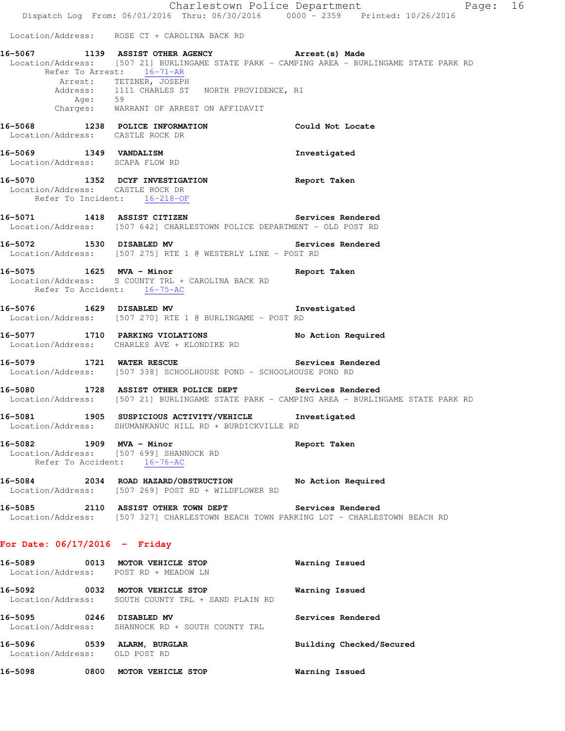Location/Address: ROSE CT + CAROLINA BACK RD

**16-5067 1139 ASSIST OTHER AGENCY** Arrest(s) Made
Location/Address: [507 21] BURLINGAME STATE PARK - CAMPING AREA - BURLINGAME STATE PARK RD
Refer To Arrest: 16-71-AR
Arrest: TETZNER, JOSEPH
Address: 1111 CHARLES ST NORTH PROVIDENCE, RI
Age: 59
Charges: WARRANT OF ARREST ON AFFIDAVIT

**16-5068 1238 POLICE INFORMATION** Could Not Locate
Location/Address: CASTLE ROCK DR

**16-5069 1349 VANDALISM** Investigated
Location/Address: SCAPA FLOW RD

**16-5070 1352 DCYF INVESTIGATION** Report Taken
Location/Address: CASTLE ROCK DR
Refer To Incident: 16-218-OF

**16-5071 1418 ASSIST CITIZEN** Services Rendered
Location/Address: [507 642] CHARLESTOWN POLICE DEPARTMENT - OLD POST RD

**16-5072 1530 DISABLED MV** Services Rendered
Location/Address: [507 275] RTE 1 @ WESTERLY LINE - POST RD

**16-5075 1625 MVA - Minor** Report Taken
Location/Address: S COUNTY TRL + CAROLINA BACK RD
Refer To Accident: 16-75-AC

**16-5076 1629 DISABLED MV** Investigated
Location/Address: [507 270] RTE 1 @ BURLINGAME - POST RD

**16-5077 1710 PARKING VIOLATIONS** No Action Required
Location/Address: CHARLES AVE + KLONDIKE RD

**16-5079 1721 WATER RESCUE** Services Rendered
Location/Address: [507 338] SCHOOLHOUSE POND - SCHOOLHOUSE POND RD

**16-5080 1728 ASSIST OTHER POLICE DEPT** Services Rendered
Location/Address: [507 21] BURLINGAME STATE PARK - CAMPING AREA - BURLINGAME STATE PARK RD

**16-5081 1905 SUSPICIOUS ACTIVITY/VEHICLE** Investigated
Location/Address: SHUMANKANUC HILL RD + BURDICKVILLE RD

**16-5082 1909 MVA - Minor** Report Taken
Location/Address: [507 699] SHANNOCK RD
Refer To Accident: 16-76-AC

**16-5084 2034 ROAD HAZARD/OBSTRUCTION** No Action Required
Location/Address: [507 269] POST RD + WILDFLOWER RD

**16-5085 2110 ASSIST OTHER TOWN DEPT** Services Rendered
Location/Address: [507 327] CHARLESTOWN BEACH TOWN PARKING LOT - CHARLESTOWN BEACH RD

## For Date: 06/17/2016 - Friday

**16-5089 0013 MOTOR VEHICLE STOP** Warning Issued
Location/Address: POST RD + MEADOW LN

**16-5092 0032 MOTOR VEHICLE STOP** Warning Issued
Location/Address: SOUTH COUNTY TRL + SAND PLAIN RD

**16-5095 0246 DISABLED MV** Services Rendered
Location/Address: SHANNOCK RD + SOUTH COUNTY TRL

**16-5096 0539 ALARM, BURGLAR** Building Checked/Secured
Location/Address: OLD POST RD

**16-5098 0800 MOTOR VEHICLE STOP** Warning Issued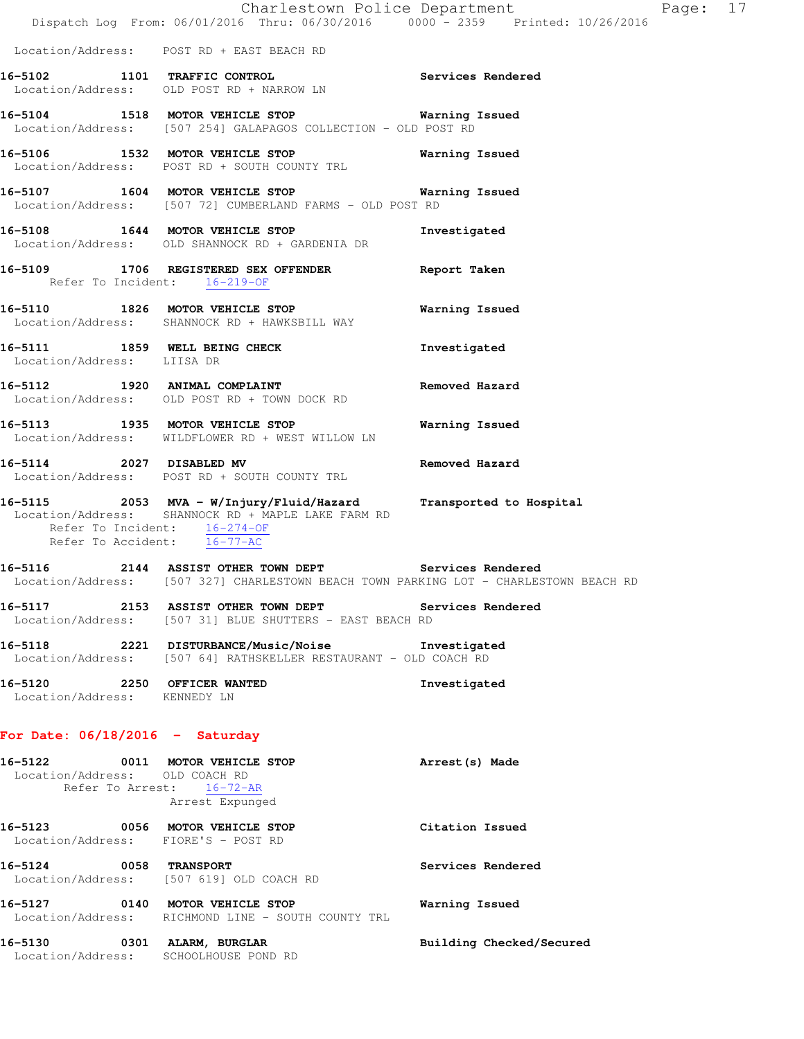Location/Address: POST RD + EAST BEACH RD

**16-5102 1101 TRAFFIC CONTROL** Services Rendered
Location/Address: OLD POST RD + NARROW LN

**16-5104 1518 MOTOR VEHICLE STOP** Warning Issued
Location/Address: [507 254] GALAPAGOS COLLECTION - OLD POST RD

**16-5106 1532 MOTOR VEHICLE STOP** Warning Issued
Location/Address: POST RD + SOUTH COUNTY TRL

**16-5107 1604 MOTOR VEHICLE STOP** Warning Issued
Location/Address: [507 72] CUMBERLAND FARMS - OLD POST RD

**16-5108 1644 MOTOR VEHICLE STOP** Investigated
Location/Address: OLD SHANNOCK RD + GARDENIA DR

**16-5109 1706 REGISTERED SEX OFFENDER** Report Taken
Refer To Incident: 16-219-OF

**16-5110 1826 MOTOR VEHICLE STOP** Warning Issued
Location/Address: SHANNOCK RD + HAWKSBILL WAY

**16-5111 1859 WELL BEING CHECK** Investigated
Location/Address: LIISA DR

**16-5112 1920 ANIMAL COMPLAINT** Removed Hazard
Location/Address: OLD POST RD + TOWN DOCK RD

**16-5113 1935 MOTOR VEHICLE STOP** Warning Issued
Location/Address: WILDFLOWER RD + WEST WILLOW LN

**16-5114 2027 DISABLED MV** Removed Hazard
Location/Address: POST RD + SOUTH COUNTY TRL

**16-5115 2053 MVA - W/Injury/Fluid/Hazard** Transported to Hospital
Location/Address: SHANNOCK RD + MAPLE LAKE FARM RD
Refer To Incident: 16-274-OF
Refer To Accident: 16-77-AC

**16-5116 2144 ASSIST OTHER TOWN DEPT** Services Rendered
Location/Address: [507 327] CHARLESTOWN BEACH TOWN PARKING LOT - CHARLESTOWN BEACH RD

**16-5117 2153 ASSIST OTHER TOWN DEPT** Services Rendered
Location/Address: [507 31] BLUE SHUTTERS - EAST BEACH RD

**16-5118 2221 DISTURBANCE/Music/Noise** Investigated
Location/Address: [507 64] RATHSKELLER RESTAURANT - OLD COACH RD

**16-5120 2250 OFFICER WANTED** Investigated
Location/Address: KENNEDY LN

## For Date: 06/18/2016 - Saturday

**16-5122 0011 MOTOR VEHICLE STOP** Arrest(s) Made
Location/Address: OLD COACH RD
Refer To Arrest: 16-72-AR
Arrest Expunged

**16-5123 0056 MOTOR VEHICLE STOP** Citation Issued
Location/Address: FIORE'S - POST RD

**16-5124 0058 TRANSPORT** Services Rendered
Location/Address: [507 619] OLD COACH RD

**16-5127 0140 MOTOR VEHICLE STOP** Warning Issued
Location/Address: RICHMOND LINE - SOUTH COUNTY TRL

**16-5130 0301 ALARM, BURGLAR** Building Checked/Secured
Location/Address: SCHOOLHOUSE POND RD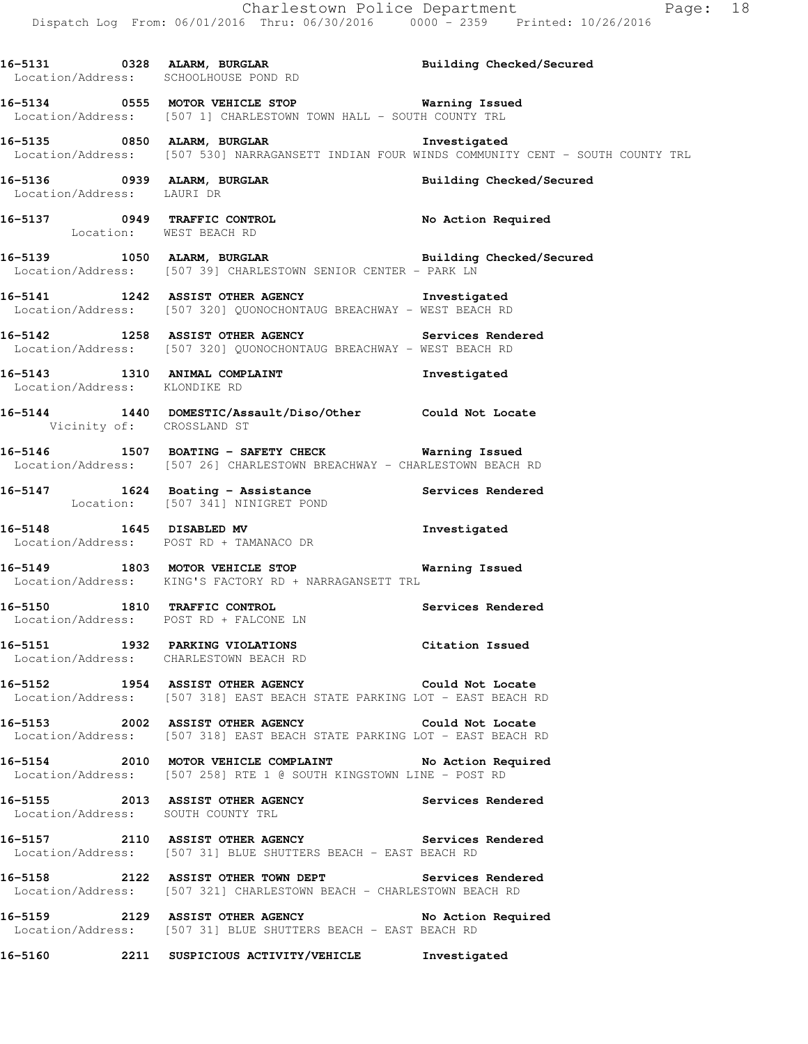16-5131 0328 ALARM, BURGLAR Building Checked/Secured
Location/Address: SCHOOLHOUSE POND RD

16-5134 0555 MOTOR VEHICLE STOP Warning Issued
Location/Address: [507 1] CHARLESTOWN TOWN HALL - SOUTH COUNTY TRL

16-5135 0850 ALARM, BURGLAR Investigated
Location/Address: [507 530] NARRAGANSETT INDIAN FOUR WINDS COMMUNITY CENT - SOUTH COUNTY TRL

16-5136 0939 ALARM, BURGLAR Building Checked/Secured
Location/Address: LAURI DR

16-5137 0949 TRAFFIC CONTROL No Action Required
Location: WEST BEACH RD

16-5139 1050 ALARM, BURGLAR Building Checked/Secured
Location/Address: [507 39] CHARLESTOWN SENIOR CENTER - PARK LN

16-5141 1242 ASSIST OTHER AGENCY Investigated
Location/Address: [507 320] QUONOCHONTAUG BREACHWAY - WEST BEACH RD

16-5142 1258 ASSIST OTHER AGENCY Services Rendered
Location/Address: [507 320] QUONOCHONTAUG BREACHWAY - WEST BEACH RD

16-5143 1310 ANIMAL COMPLAINT Investigated
Location/Address: KLONDIKE RD

16-5144 1440 DOMESTIC/Assault/Diso/Other Could Not Locate
Vicinity of: CROSSLAND ST

16-5146 1507 BOATING - SAFETY CHECK Warning Issued
Location/Address: [507 26] CHARLESTOWN BREACHWAY - CHARLESTOWN BEACH RD

16-5147 1624 Boating - Assistance Services Rendered
Location: [507 341] NINIGRET POND

16-5148 1645 DISABLED MV Investigated
Location/Address: POST RD + TAMANACO DR

16-5149 1803 MOTOR VEHICLE STOP Warning Issued
Location/Address: KING'S FACTORY RD + NARRAGANSETT TRL

16-5150 1810 TRAFFIC CONTROL Services Rendered
Location/Address: POST RD + FALCONE LN

16-5151 1932 PARKING VIOLATIONS Citation Issued
Location/Address: CHARLESTOWN BEACH RD

16-5152 1954 ASSIST OTHER AGENCY Could Not Locate
Location/Address: [507 318] EAST BEACH STATE PARKING LOT - EAST BEACH RD

16-5153 2002 ASSIST OTHER AGENCY Could Not Locate
Location/Address: [507 318] EAST BEACH STATE PARKING LOT - EAST BEACH RD

16-5154 2010 MOTOR VEHICLE COMPLAINT No Action Required
Location/Address: [507 258] RTE 1 @ SOUTH KINGSTOWN LINE - POST RD

16-5155 2013 ASSIST OTHER AGENCY Services Rendered
Location/Address: SOUTH COUNTY TRL

16-5157 2110 ASSIST OTHER AGENCY Services Rendered
Location/Address: [507 31] BLUE SHUTTERS BEACH - EAST BEACH RD

16-5158 2122 ASSIST OTHER TOWN DEPT Services Rendered
Location/Address: [507 321] CHARLESTOWN BEACH - CHARLESTOWN BEACH RD

16-5159 2129 ASSIST OTHER AGENCY No Action Required
Location/Address: [507 31] BLUE SHUTTERS BEACH - EAST BEACH RD

16-5160 2211 SUSPICIOUS ACTIVITY/VEHICLE Investigated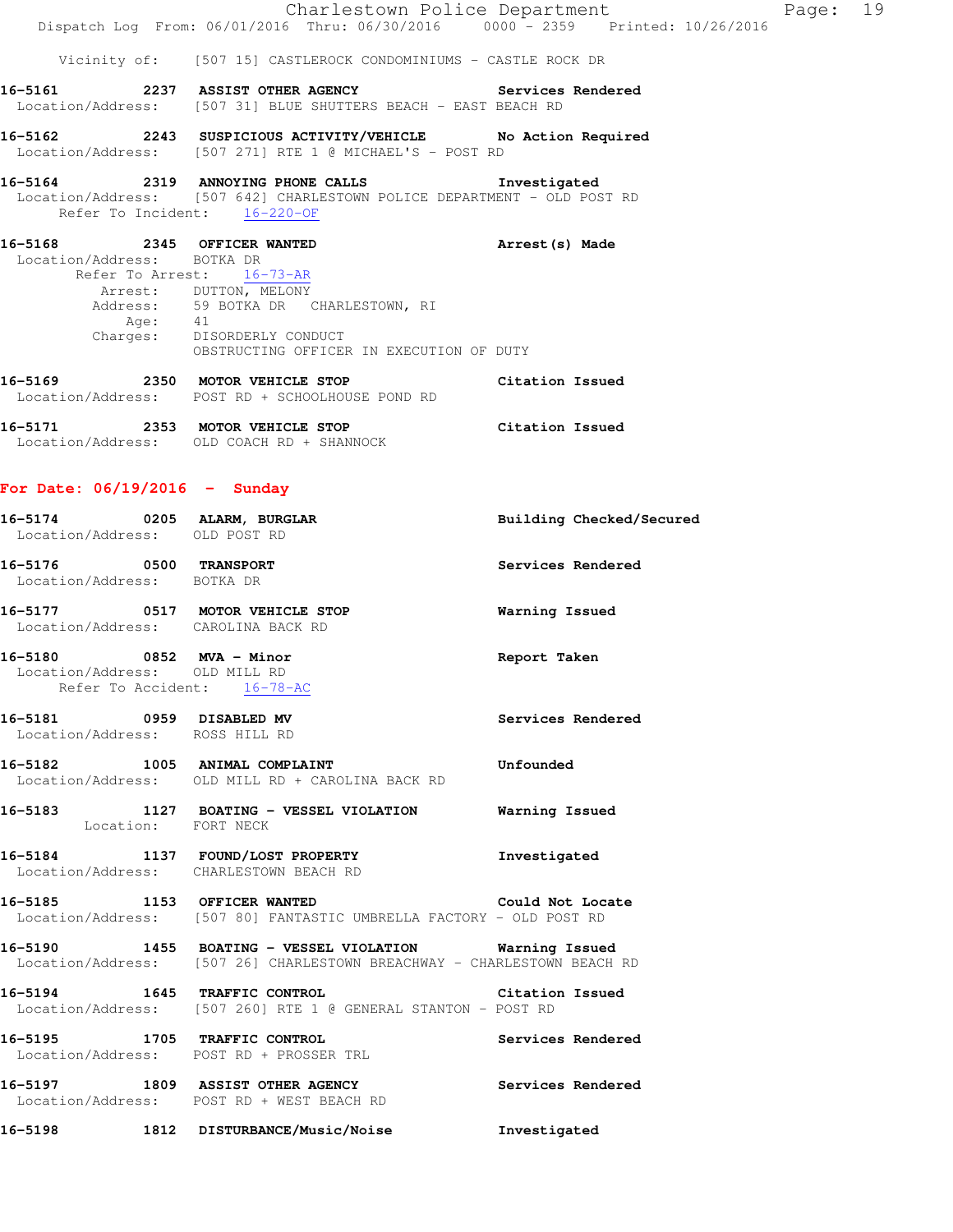Vicinity of: [507 15] CASTLEROCK CONDOMINIUMS - CASTLE ROCK DR

**16-5161 2237 ASSIST OTHER AGENCY** Services Rendered
Location/Address: [507 31] BLUE SHUTTERS BEACH - EAST BEACH RD

**16-5162 2243 SUSPICIOUS ACTIVITY/VEHICLE** No Action Required
Location/Address: [507 271] RTE 1 @ MICHAEL'S - POST RD

**16-5164 2319 ANNOYING PHONE CALLS** Investigated
Location/Address: [507 642] CHARLESTOWN POLICE DEPARTMENT - OLD POST RD
Refer To Incident: 16-220-OF

**16-5168 2345 OFFICER WANTED** Arrest(s) Made
Location/Address: BOTKA DR
Refer To Arrest: 16-73-AR
Arrest: DUTTON, MELONY
Address: 59 BOTKA DR CHARLESTOWN, RI
Age: 41
Charges: DISORDERLY CONDUCT
OBSTRUCTING OFFICER IN EXECUTION OF DUTY

**16-5169 2350 MOTOR VEHICLE STOP** Citation Issued
Location/Address: POST RD + SCHOOLHOUSE POND RD

**16-5171 2353 MOTOR VEHICLE STOP** Citation Issued
Location/Address: OLD COACH RD + SHANNOCK

## For Date: 06/19/2016 - Sunday

**16-5174 0205 ALARM, BURGLAR** Building Checked/Secured
Location/Address: OLD POST RD

**16-5176 0500 TRANSPORT** Services Rendered
Location/Address: BOTKA DR

**16-5177 0517 MOTOR VEHICLE STOP** Warning Issued
Location/Address: CAROLINA BACK RD

**16-5180 0852 MVA - Minor** Report Taken
Location/Address: OLD MILL RD
Refer To Accident: 16-78-AC

**16-5181 0959 DISABLED MV** Services Rendered
Location/Address: ROSS HILL RD

**16-5182 1005 ANIMAL COMPLAINT** Unfounded
Location/Address: OLD MILL RD + CAROLINA BACK RD

**16-5183 1127 BOATING - VESSEL VIOLATION** Warning Issued
Location: FORT NECK

**16-5184 1137 FOUND/LOST PROPERTY** Investigated
Location/Address: CHARLESTOWN BEACH RD

**16-5185 1153 OFFICER WANTED** Could Not Locate
Location/Address: [507 80] FANTASTIC UMBRELLA FACTORY - OLD POST RD

**16-5190 1455 BOATING - VESSEL VIOLATION** Warning Issued
Location/Address: [507 26] CHARLESTOWN BREACHWAY - CHARLESTOWN BEACH RD

**16-5194 1645 TRAFFIC CONTROL** Citation Issued
Location/Address: [507 260] RTE 1 @ GENERAL STANTON - POST RD

**16-5195 1705 TRAFFIC CONTROL** Services Rendered
Location/Address: POST RD + PROSSER TRL

**16-5197 1809 ASSIST OTHER AGENCY** Services Rendered
Location/Address: POST RD + WEST BEACH RD

**16-5198 1812 DISTURBANCE/Music/Noise** Investigated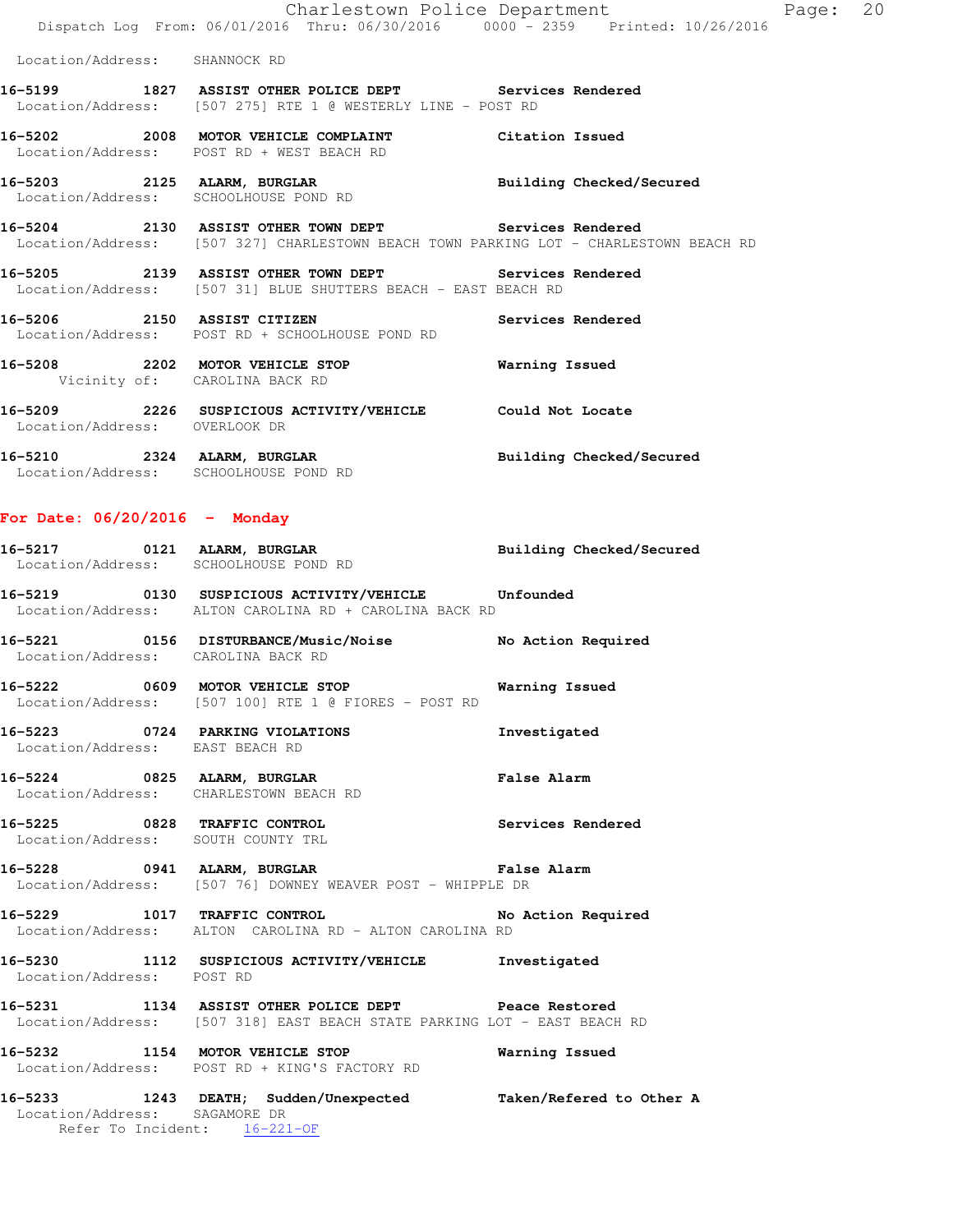Location/Address: SHANNOCK RD

**16-5199 1827 ASSIST OTHER POLICE DEPT Services Rendered**
Location/Address: [507 275] RTE 1 @ WESTERLY LINE - POST RD

**16-5202 2008 MOTOR VEHICLE COMPLAINT Citation Issued**
Location/Address: POST RD + WEST BEACH RD

**16-5203 2125 ALARM, BURGLAR Building Checked/Secured**
Location/Address: SCHOOLHOUSE POND RD

**16-5204 2130 ASSIST OTHER TOWN DEPT Services Rendered**
Location/Address: [507 327] CHARLESTOWN BEACH TOWN PARKING LOT - CHARLESTOWN BEACH RD

**16-5205 2139 ASSIST OTHER TOWN DEPT Services Rendered**
Location/Address: [507 31] BLUE SHUTTERS BEACH - EAST BEACH RD

**16-5206 2150 ASSIST CITIZEN Services Rendered**
Location/Address: POST RD + SCHOOLHOUSE POND RD

**16-5208 2202 MOTOR VEHICLE STOP Warning Issued**
Vicinity of: CAROLINA BACK RD

**16-5209 2226 SUSPICIOUS ACTIVITY/VEHICLE Could Not Locate**
Location/Address: OVERLOOK DR

**16-5210 2324 ALARM, BURGLAR Building Checked/Secured**
Location/Address: SCHOOLHOUSE POND RD

## For Date: 06/20/2016 - Monday

**16-5217 0121 ALARM, BURGLAR Building Checked/Secured**
Location/Address: SCHOOLHOUSE POND RD

**16-5219 0130 SUSPICIOUS ACTIVITY/VEHICLE Unfounded**
Location/Address: ALTON CAROLINA RD + CAROLINA BACK RD

**16-5221 0156 DISTURBANCE/Music/Noise No Action Required**
Location/Address: CAROLINA BACK RD

**16-5222 0609 MOTOR VEHICLE STOP Warning Issued**
Location/Address: [507 100] RTE 1 @ FIORES - POST RD

**16-5223 0724 PARKING VIOLATIONS Investigated**
Location/Address: EAST BEACH RD

**16-5224 0825 ALARM, BURGLAR False Alarm**
Location/Address: CHARLESTOWN BEACH RD

**16-5225 0828 TRAFFIC CONTROL Services Rendered**
Location/Address: SOUTH COUNTY TRL

**16-5228 0941 ALARM, BURGLAR False Alarm**
Location/Address: [507 76] DOWNEY WEAVER POST - WHIPPLE DR

**16-5229 1017 TRAFFIC CONTROL No Action Required**
Location/Address: ALTON CAROLINA RD - ALTON CAROLINA RD

**16-5230 1112 SUSPICIOUS ACTIVITY/VEHICLE Investigated**
Location/Address: POST RD

**16-5231 1134 ASSIST OTHER POLICE DEPT Peace Restored**
Location/Address: [507 318] EAST BEACH STATE PARKING LOT - EAST BEACH RD

**16-5232 1154 MOTOR VEHICLE STOP Warning Issued**
Location/Address: POST RD + KING'S FACTORY RD

**16-5233 1243 DEATH; Sudden/Unexpected Taken/Refered to Other A**
Location/Address: SAGAMORE DR
Refer To Incident: 16-221-OF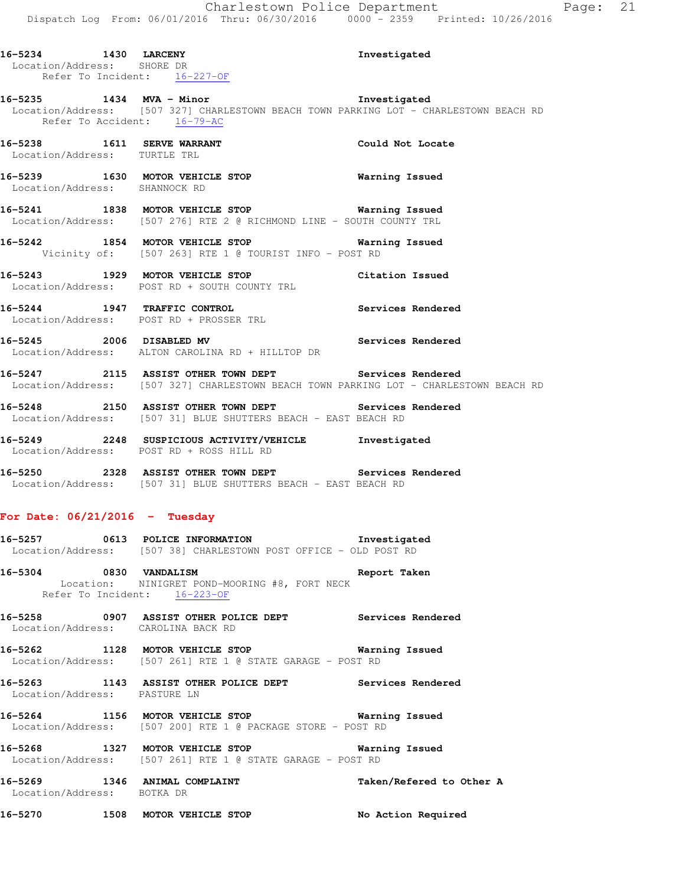**16-5234 1430 LARCENY** **Investigated**
Location/Address: SHORE DR
Refer To Incident: 16-227-OF

**16-5235 1434 MVA - Minor** **Investigated**
Location/Address: [507 327] CHARLESTOWN BEACH TOWN PARKING LOT - CHARLESTOWN BEACH RD
Refer To Accident: 16-79-AC

**16-5238 1611 SERVE WARRANT** **Could Not Locate**
Location/Address: TURTLE TRL

**16-5239 1630 MOTOR VEHICLE STOP** **Warning Issued**
Location/Address: SHANNOCK RD

**16-5241 1838 MOTOR VEHICLE STOP** **Warning Issued**
Location/Address: [507 276] RTE 2 @ RICHMOND LINE - SOUTH COUNTY TRL

**16-5242 1854 MOTOR VEHICLE STOP** **Warning Issued**
Vicinity of: [507 263] RTE 1 @ TOURIST INFO - POST RD

**16-5243 1929 MOTOR VEHICLE STOP** **Citation Issued**
Location/Address: POST RD + SOUTH COUNTY TRL

**16-5244 1947 TRAFFIC CONTROL** **Services Rendered**
Location/Address: POST RD + PROSSER TRL

**16-5245 2006 DISABLED MV** **Services Rendered**
Location/Address: ALTON CAROLINA RD + HILLTOP DR

**16-5247 2115 ASSIST OTHER TOWN DEPT** **Services Rendered**
Location/Address: [507 327] CHARLESTOWN BEACH TOWN PARKING LOT - CHARLESTOWN BEACH RD

**16-5248 2150 ASSIST OTHER TOWN DEPT** **Services Rendered**
Location/Address: [507 31] BLUE SHUTTERS BEACH - EAST BEACH RD

**16-5249 2248 SUSPICIOUS ACTIVITY/VEHICLE** **Investigated**
Location/Address: POST RD + ROSS HILL RD

**16-5250 2328 ASSIST OTHER TOWN DEPT** **Services Rendered**
Location/Address: [507 31] BLUE SHUTTERS BEACH - EAST BEACH RD

## For Date: 06/21/2016 - Tuesday

**16-5257 0613 POLICE INFORMATION** **Investigated**
Location/Address: [507 38] CHARLESTOWN POST OFFICE - OLD POST RD

**16-5304 0830 VANDALISM** **Report Taken**
Location: NINIGRET POND-MOORING #8, FORT NECK
Refer To Incident: 16-223-OF

**16-5258 0907 ASSIST OTHER POLICE DEPT** **Services Rendered**
Location/Address: CAROLINA BACK RD

**16-5262 1128 MOTOR VEHICLE STOP** **Warning Issued**
Location/Address: [507 261] RTE 1 @ STATE GARAGE - POST RD

**16-5263 1143 ASSIST OTHER POLICE DEPT** **Services Rendered**
Location/Address: PASTURE LN

**16-5264 1156 MOTOR VEHICLE STOP** **Warning Issued**
Location/Address: [507 200] RTE 1 @ PACKAGE STORE - POST RD

**16-5268 1327 MOTOR VEHICLE STOP** **Warning Issued**
Location/Address: [507 261] RTE 1 @ STATE GARAGE - POST RD

**16-5269 1346 ANIMAL COMPLAINT** **Taken/Refered to Other A**
Location/Address: BOTKA DR

**16-5270 1508 MOTOR VEHICLE STOP** **No Action Required**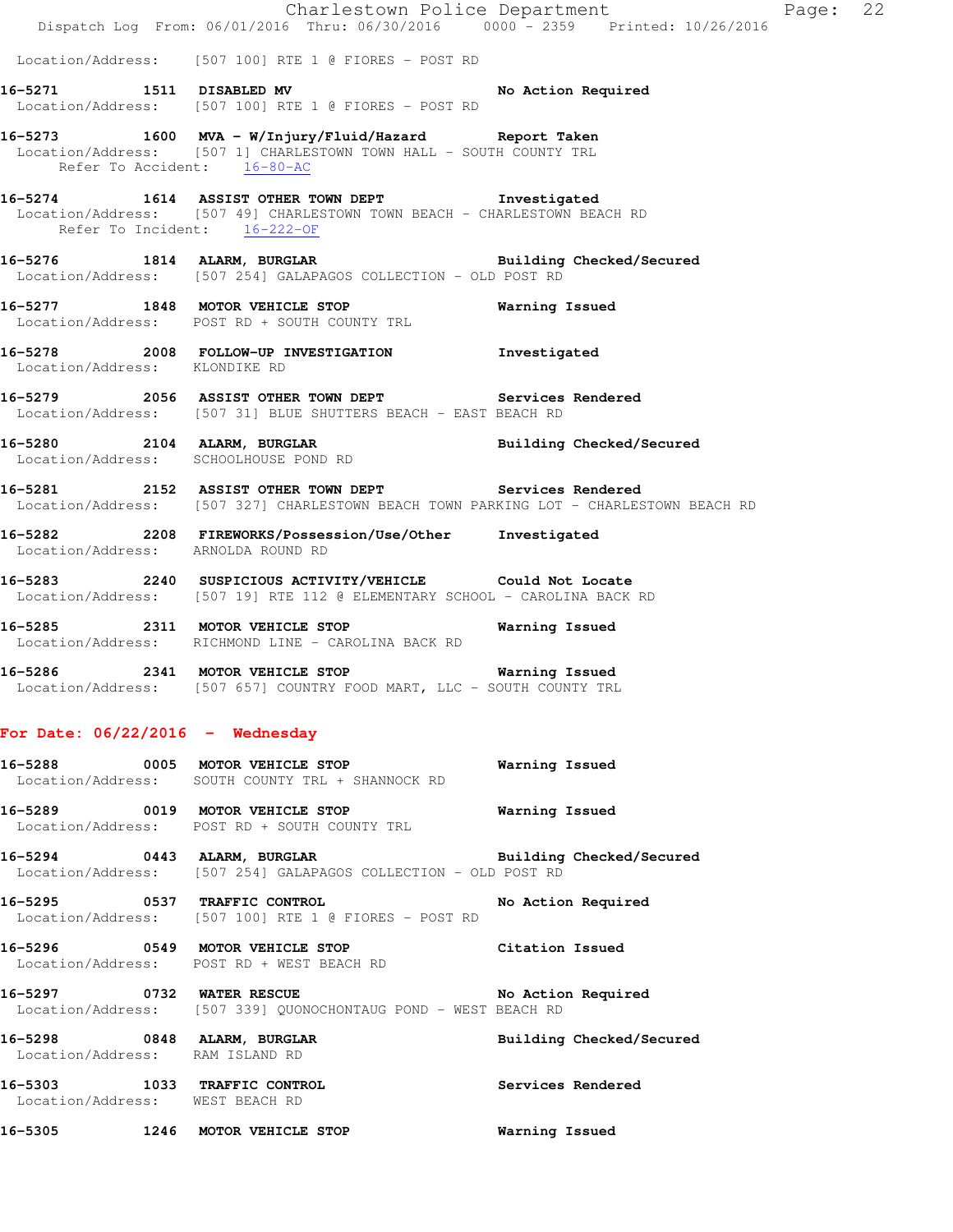Location/Address: [507 100] RTE 1 @ FIORES - POST RD

**16-5271** 1511 **DISABLED MV** **No Action Required**
Location/Address: [507 100] RTE 1 @ FIORES - POST RD

**16-5273** 1600 **MVA - W/Injury/Fluid/Hazard** **Report Taken**
Location/Address: [507 1] CHARLESTOWN TOWN HALL - SOUTH COUNTY TRL
Refer To Accident: 16-80-AC

**16-5274** 1614 **ASSIST OTHER TOWN DEPT** **Investigated**
Location/Address: [507 49] CHARLESTOWN TOWN BEACH - CHARLESTOWN BEACH RD
Refer To Incident: 16-222-OF

**16-5276** 1814 **ALARM, BURGLAR** **Building Checked/Secured**
Location/Address: [507 254] GALAPAGOS COLLECTION - OLD POST RD

**16-5277** 1848 **MOTOR VEHICLE STOP** **Warning Issued**
Location/Address: POST RD + SOUTH COUNTY TRL

**16-5278** 2008 **FOLLOW-UP INVESTIGATION** **Investigated**
Location/Address: KLONDIKE RD

**16-5279** 2056 **ASSIST OTHER TOWN DEPT** **Services Rendered**
Location/Address: [507 31] BLUE SHUTTERS BEACH - EAST BEACH RD

**16-5280** 2104 **ALARM, BURGLAR** **Building Checked/Secured**
Location/Address: SCHOOLHOUSE POND RD

**16-5281** 2152 **ASSIST OTHER TOWN DEPT** **Services Rendered**
Location/Address: [507 327] CHARLESTOWN BEACH TOWN PARKING LOT - CHARLESTOWN BEACH RD

**16-5282** 2208 **FIREWORKS/Possession/Use/Other** **Investigated**
Location/Address: ARNOLDA ROUND RD

**16-5283** 2240 **SUSPICIOUS ACTIVITY/VEHICLE** **Could Not Locate**
Location/Address: [507 19] RTE 112 @ ELEMENTARY SCHOOL - CAROLINA BACK RD

**16-5285** 2311 **MOTOR VEHICLE STOP** **Warning Issued**
Location/Address: RICHMOND LINE - CAROLINA BACK RD

**16-5286** 2341 **MOTOR VEHICLE STOP** **Warning Issued**
Location/Address: [507 657] COUNTRY FOOD MART, LLC - SOUTH COUNTY TRL

## For Date: 06/22/2016 - Wednesday

**16-5288** 0005 **MOTOR VEHICLE STOP** **Warning Issued**
Location/Address: SOUTH COUNTY TRL + SHANNOCK RD

**16-5289** 0019 **MOTOR VEHICLE STOP** **Warning Issued**
Location/Address: POST RD + SOUTH COUNTY TRL

**16-5294** 0443 **ALARM, BURGLAR** **Building Checked/Secured**
Location/Address: [507 254] GALAPAGOS COLLECTION - OLD POST RD

**16-5295** 0537 **TRAFFIC CONTROL** **No Action Required**
Location/Address: [507 100] RTE 1 @ FIORES - POST RD

**16-5296** 0549 **MOTOR VEHICLE STOP** **Citation Issued**
Location/Address: POST RD + WEST BEACH RD

**16-5297** 0732 **WATER RESCUE** **No Action Required**
Location/Address: [507 339] QUONOCHONTAUG POND - WEST BEACH RD

**16-5298** 0848 **ALARM, BURGLAR** **Building Checked/Secured**
Location/Address: RAM ISLAND RD

**16-5303** 1033 **TRAFFIC CONTROL** **Services Rendered**
Location/Address: WEST BEACH RD

**16-5305** 1246 **MOTOR VEHICLE STOP** **Warning Issued**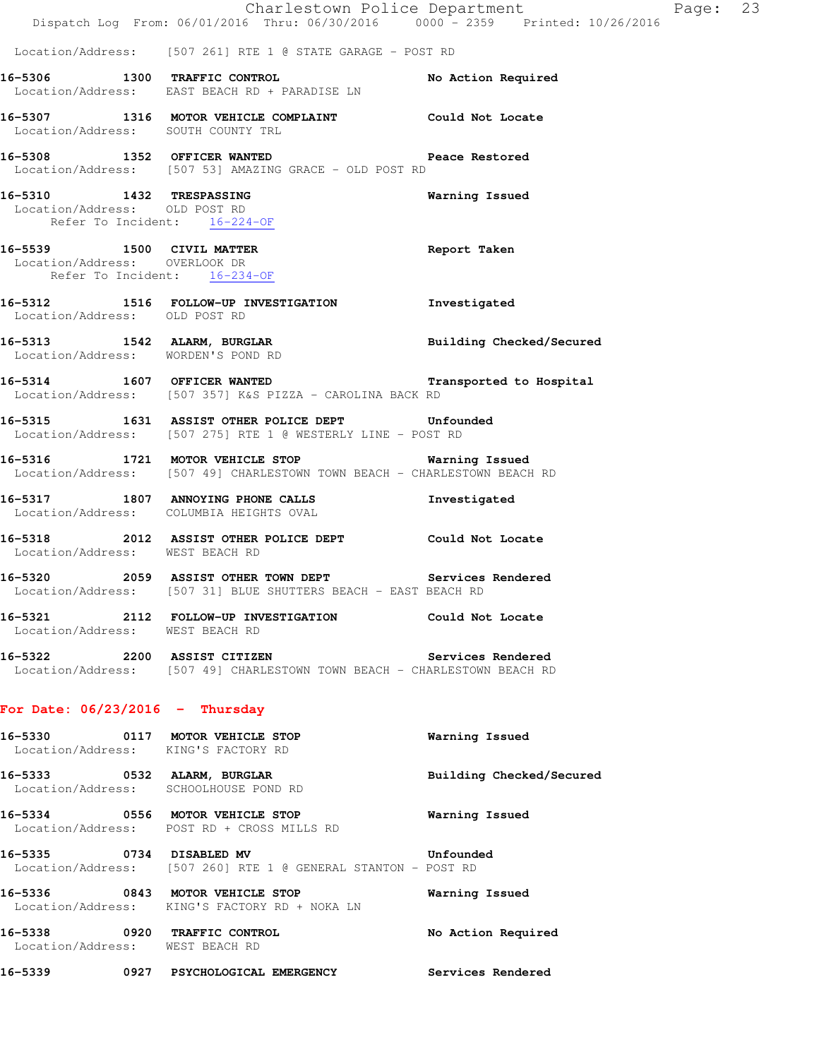Location/Address: [507 261] RTE 1 @ STATE GARAGE - POST RD

**16-5306 1300 TRAFFIC CONTROL** No Action Required
Location/Address: EAST BEACH RD + PARADISE LN

**16-5307 1316 MOTOR VEHICLE COMPLAINT** Could Not Locate
Location/Address: SOUTH COUNTY TRL

**16-5308 1352 OFFICER WANTED** Peace Restored
Location/Address: [507 53] AMAZING GRACE - OLD POST RD

**16-5310 1432 TRESPASSING** Warning Issued
Location/Address: OLD POST RD
Refer To Incident: 16-224-OF

**16-5539 1500 CIVIL MATTER** Report Taken
Location/Address: OVERLOOK DR
Refer To Incident: 16-234-OF

**16-5312 1516 FOLLOW-UP INVESTIGATION** Investigated
Location/Address: OLD POST RD

**16-5313 1542 ALARM, BURGLAR** Building Checked/Secured
Location/Address: WORDEN'S POND RD

**16-5314 1607 OFFICER WANTED** Transported to Hospital
Location/Address: [507 357] K&S PIZZA - CAROLINA BACK RD

**16-5315 1631 ASSIST OTHER POLICE DEPT** Unfounded
Location/Address: [507 275] RTE 1 @ WESTERLY LINE - POST RD

**16-5316 1721 MOTOR VEHICLE STOP** Warning Issued
Location/Address: [507 49] CHARLESTOWN TOWN BEACH - CHARLESTOWN BEACH RD

**16-5317 1807 ANNOYING PHONE CALLS** Investigated
Location/Address: COLUMBIA HEIGHTS OVAL

**16-5318 2012 ASSIST OTHER POLICE DEPT** Could Not Locate
Location/Address: WEST BEACH RD

**16-5320 2059 ASSIST OTHER TOWN DEPT** Services Rendered
Location/Address: [507 31] BLUE SHUTTERS BEACH - EAST BEACH RD

**16-5321 2112 FOLLOW-UP INVESTIGATION** Could Not Locate
Location/Address: WEST BEACH RD

**16-5322 2200 ASSIST CITIZEN** Services Rendered
Location/Address: [507 49] CHARLESTOWN TOWN BEACH - CHARLESTOWN BEACH RD

## For Date: 06/23/2016 - Thursday

**16-5330 0117 MOTOR VEHICLE STOP** Warning Issued
Location/Address: KING'S FACTORY RD

**16-5333 0532 ALARM, BURGLAR** Building Checked/Secured
Location/Address: SCHOOLHOUSE POND RD

**16-5334 0556 MOTOR VEHICLE STOP** Warning Issued
Location/Address: POST RD + CROSS MILLS RD

**16-5335 0734 DISABLED MV** Unfounded
Location/Address: [507 260] RTE 1 @ GENERAL STANTON - POST RD

**16-5336 0843 MOTOR VEHICLE STOP** Warning Issued
Location/Address: KING'S FACTORY RD + NOKA LN

**16-5338 0920 TRAFFIC CONTROL** No Action Required
Location/Address: WEST BEACH RD

**16-5339 0927 PSYCHOLOGICAL EMERGENCY** Services Rendered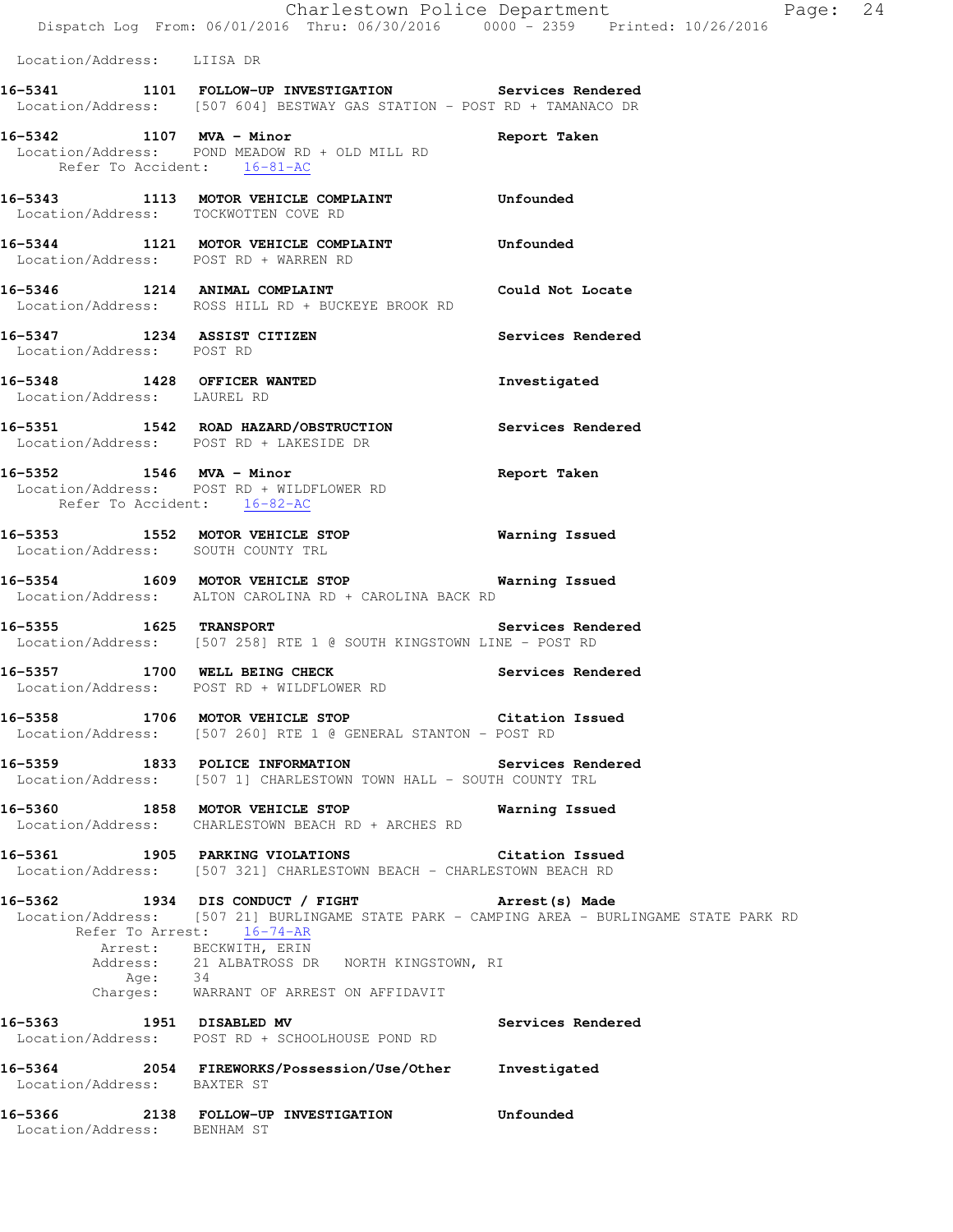Location/Address: LIISA DR

**16-5341 1101 FOLLOW-UP INVESTIGATION** Services Rendered
Location/Address: [507 604] BESTWAY GAS STATION - POST RD + TAMANACO DR

**16-5342 1107 MVA - Minor** Report Taken
Location/Address: POND MEADOW RD + OLD MILL RD
Refer To Accident: 16-81-AC

**16-5343 1113 MOTOR VEHICLE COMPLAINT** Unfounded
Location/Address: TOCKWOTTEN COVE RD

**16-5344 1121 MOTOR VEHICLE COMPLAINT** Unfounded
Location/Address: POST RD + WARREN RD

**16-5346 1214 ANIMAL COMPLAINT** Could Not Locate
Location/Address: ROSS HILL RD + BUCKEYE BROOK RD

**16-5347 1234 ASSIST CITIZEN** Services Rendered
Location/Address: POST RD

**16-5348 1428 OFFICER WANTED** Investigated
Location/Address: LAUREL RD

**16-5351 1542 ROAD HAZARD/OBSTRUCTION** Services Rendered
Location/Address: POST RD + LAKESIDE DR

**16-5352 1546 MVA - Minor** Report Taken
Location/Address: POST RD + WILDFLOWER RD
Refer To Accident: 16-82-AC

**16-5353 1552 MOTOR VEHICLE STOP** Warning Issued
Location/Address: SOUTH COUNTY TRL

**16-5354 1609 MOTOR VEHICLE STOP** Warning Issued
Location/Address: ALTON CAROLINA RD + CAROLINA BACK RD

**16-5355 1625 TRANSPORT** Services Rendered
Location/Address: [507 258] RTE 1 @ SOUTH KINGSTOWN LINE - POST RD

**16-5357 1700 WELL BEING CHECK** Services Rendered
Location/Address: POST RD + WILDFLOWER RD

**16-5358 1706 MOTOR VEHICLE STOP** Citation Issued
Location/Address: [507 260] RTE 1 @ GENERAL STANTON - POST RD

**16-5359 1833 POLICE INFORMATION** Services Rendered
Location/Address: [507 1] CHARLESTOWN TOWN HALL - SOUTH COUNTY TRL

**16-5360 1858 MOTOR VEHICLE STOP** Warning Issued
Location/Address: CHARLESTOWN BEACH RD + ARCHES RD

**16-5361 1905 PARKING VIOLATIONS** Citation Issued
Location/Address: [507 321] CHARLESTOWN BEACH - CHARLESTOWN BEACH RD

**16-5362 1934 DIS CONDUCT / FIGHT** Arrest(s) Made
Location/Address: [507 21] BURLINGAME STATE PARK - CAMPING AREA - BURLINGAME STATE PARK RD
Refer To Arrest: 16-74-AR
Arrest: BECKWITH, ERIN
Address: 21 ALBATROSS DR NORTH KINGSTOWN, RI
Age: 34
Charges: WARRANT OF ARREST ON AFFIDAVIT

**16-5363 1951 DISABLED MV** Services Rendered
Location/Address: POST RD + SCHOOLHOUSE POND RD

**16-5364 2054 FIREWORKS/Possession/Use/Other** Investigated
Location/Address: BAXTER ST

**16-5366 2138 FOLLOW-UP INVESTIGATION** Unfounded
Location/Address: BENHAM ST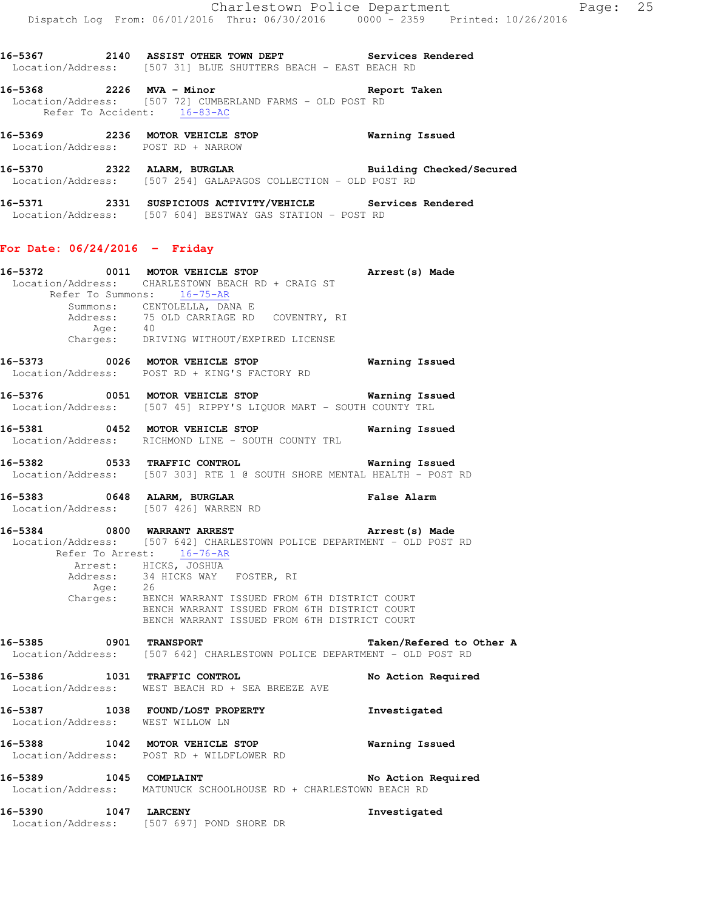**16-5367 2140 ASSIST OTHER TOWN DEPT Services Rendered**
Location/Address: [507 31] BLUE SHUTTERS BEACH - EAST BEACH RD

**16-5368 2226 MVA - Minor Report Taken**
Location/Address: [507 72] CUMBERLAND FARMS - OLD POST RD
Refer To Accident: 16-83-AC

**16-5369 2236 MOTOR VEHICLE STOP Warning Issued**
Location/Address: POST RD + NARROW

**16-5370 2322 ALARM, BURGLAR Building Checked/Secured**
Location/Address: [507 254] GALAPAGOS COLLECTION - OLD POST RD

**16-5371 2331 SUSPICIOUS ACTIVITY/VEHICLE Services Rendered**
Location/Address: [507 604] BESTWAY GAS STATION - POST RD

## For Date: 06/24/2016 - Friday

**16-5372 0011 MOTOR VEHICLE STOP Arrest(s) Made**
Location/Address: CHARLESTOWN BEACH RD + CRAIG ST
Refer To Summons: 16-75-AR
Summons: CENTOLELLA, DANA E
Address: 75 OLD CARRIAGE RD COVENTRY, RI
Age: 40
Charges: DRIVING WITHOUT/EXPIRED LICENSE

**16-5373 0026 MOTOR VEHICLE STOP Warning Issued**
Location/Address: POST RD + KING'S FACTORY RD

**16-5376 0051 MOTOR VEHICLE STOP Warning Issued**
Location/Address: [507 45] RIPPY'S LIQUOR MART - SOUTH COUNTY TRL

**16-5381 0452 MOTOR VEHICLE STOP Warning Issued**
Location/Address: RICHMOND LINE - SOUTH COUNTY TRL

**16-5382 0533 TRAFFIC CONTROL Warning Issued**
Location/Address: [507 303] RTE 1 @ SOUTH SHORE MENTAL HEALTH - POST RD

**16-5383 0648 ALARM, BURGLAR False Alarm**
Location/Address: [507 426] WARREN RD

**16-5384 0800 WARRANT ARREST Arrest(s) Made**
Location/Address: [507 642] CHARLESTOWN POLICE DEPARTMENT - OLD POST RD
Refer To Arrest: 16-76-AR
Arrest: HICKS, JOSHUA
Address: 34 HICKS WAY FOSTER, RI
Age: 26
Charges: BENCH WARRANT ISSUED FROM 6TH DISTRICT COURT
BENCH WARRANT ISSUED FROM 6TH DISTRICT COURT
BENCH WARRANT ISSUED FROM 6TH DISTRICT COURT

**16-5385 0901 TRANSPORT Taken/Refered to Other A**
Location/Address: [507 642] CHARLESTOWN POLICE DEPARTMENT - OLD POST RD

**16-5386 1031 TRAFFIC CONTROL No Action Required**
Location/Address: WEST BEACH RD + SEA BREEZE AVE

**16-5387 1038 FOUND/LOST PROPERTY Investigated**
Location/Address: WEST WILLOW LN

**16-5388 1042 MOTOR VEHICLE STOP Warning Issued**
Location/Address: POST RD + WILDFLOWER RD

**16-5389 1045 COMPLAINT No Action Required**
Location/Address: MATUNUCK SCHOOLHOUSE RD + CHARLESTOWN BEACH RD

**16-5390 1047 LARCENY Investigated**
Location/Address: [507 697] POND SHORE DR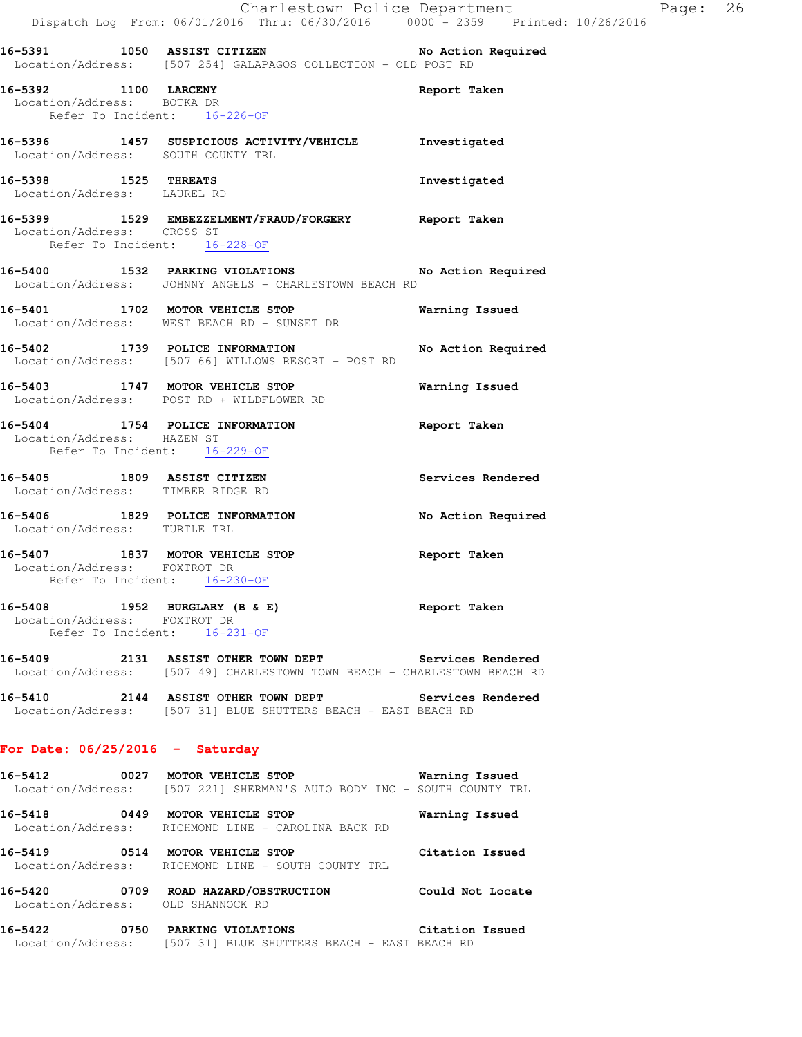16-5391 1050 ASSIST CITIZEN No Action Required
Location/Address: [507 254] GALAPAGOS COLLECTION - OLD POST RD

16-5392 1100 LARCENY Report Taken
Location/Address: BOTKA DR
Refer To Incident: 16-226-OF

16-5396 1457 SUSPICIOUS ACTIVITY/VEHICLE Investigated
Location/Address: SOUTH COUNTY TRL

16-5398 1525 THREATS Investigated
Location/Address: LAUREL RD

16-5399 1529 EMBEZZELMENT/FRAUD/FORGERY Report Taken
Location/Address: CROSS ST
Refer To Incident: 16-228-OF

16-5400 1532 PARKING VIOLATIONS No Action Required
Location/Address: JOHNNY ANGELS - CHARLESTOWN BEACH RD

16-5401 1702 MOTOR VEHICLE STOP Warning Issued
Location/Address: WEST BEACH RD + SUNSET DR

16-5402 1739 POLICE INFORMATION No Action Required
Location/Address: [507 66] WILLOWS RESORT - POST RD

16-5403 1747 MOTOR VEHICLE STOP Warning Issued
Location/Address: POST RD + WILDFLOWER RD

16-5404 1754 POLICE INFORMATION Report Taken
Location/Address: HAZEN ST
Refer To Incident: 16-229-OF

16-5405 1809 ASSIST CITIZEN Services Rendered
Location/Address: TIMBER RIDGE RD

16-5406 1829 POLICE INFORMATION No Action Required
Location/Address: TURTLE TRL

16-5407 1837 MOTOR VEHICLE STOP Report Taken
Location/Address: FOXTROT DR
Refer To Incident: 16-230-OF

16-5408 1952 BURGLARY (B & E) Report Taken
Location/Address: FOXTROT DR
Refer To Incident: 16-231-OF

16-5409 2131 ASSIST OTHER TOWN DEPT Services Rendered
Location/Address: [507 49] CHARLESTOWN TOWN BEACH - CHARLESTOWN BEACH RD

16-5410 2144 ASSIST OTHER TOWN DEPT Services Rendered
Location/Address: [507 31] BLUE SHUTTERS BEACH - EAST BEACH RD

## For Date: 06/25/2016 - Saturday

16-5412 0027 MOTOR VEHICLE STOP Warning Issued
Location/Address: [507 221] SHERMAN'S AUTO BODY INC - SOUTH COUNTY TRL

16-5418 0449 MOTOR VEHICLE STOP Warning Issued
Location/Address: RICHMOND LINE - CAROLINA BACK RD

16-5419 0514 MOTOR VEHICLE STOP Citation Issued
Location/Address: RICHMOND LINE - SOUTH COUNTY TRL

16-5420 0709 ROAD HAZARD/OBSTRUCTION Could Not Locate
Location/Address: OLD SHANNOCK RD

16-5422 0750 PARKING VIOLATIONS Citation Issued
Location/Address: [507 31] BLUE SHUTTERS BEACH - EAST BEACH RD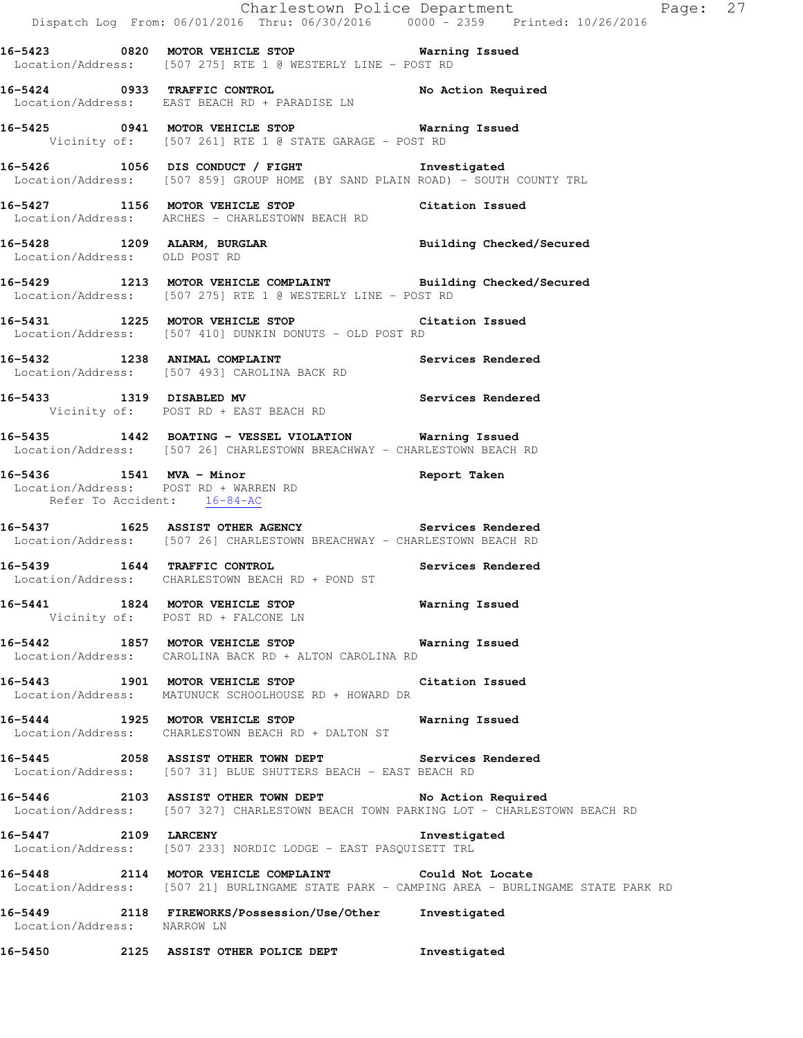16-5423 0820 **MOTOR VEHICLE STOP** **Warning Issued**
Location/Address: [507 275] RTE 1 @ WESTERLY LINE - POST RD

16-5424 0933 **TRAFFIC CONTROL** **No Action Required**
Location/Address: EAST BEACH RD + PARADISE LN

16-5425 0941 **MOTOR VEHICLE STOP** **Warning Issued**
Vicinity of: [507 261] RTE 1 @ STATE GARAGE - POST RD

16-5426 1056 **DIS CONDUCT / FIGHT** **Investigated**
Location/Address: [507 859] GROUP HOME (BY SAND PLAIN ROAD) - SOUTH COUNTY TRL

16-5427 1156 **MOTOR VEHICLE STOP** **Citation Issued**
Location/Address: ARCHES - CHARLESTOWN BEACH RD

16-5428 1209 **ALARM, BURGLAR** **Building Checked/Secured**
Location/Address: OLD POST RD

16-5429 1213 **MOTOR VEHICLE COMPLAINT** **Building Checked/Secured**
Location/Address: [507 275] RTE 1 @ WESTERLY LINE - POST RD

16-5431 1225 **MOTOR VEHICLE STOP** **Citation Issued**
Location/Address: [507 410] DUNKIN DONUTS - OLD POST RD

16-5432 1238 **ANIMAL COMPLAINT** **Services Rendered**
Location/Address: [507 493] CAROLINA BACK RD

16-5433 1319 **DISABLED MV** **Services Rendered**
Vicinity of: POST RD + EAST BEACH RD

16-5435 1442 **BOATING - VESSEL VIOLATION** **Warning Issued**
Location/Address: [507 26] CHARLESTOWN BREACHWAY - CHARLESTOWN BEACH RD

16-5436 1541 **MVA - Minor** **Report Taken**
Location/Address: POST RD + WARREN RD
Refer To Accident: 16-84-AC

16-5437 1625 **ASSIST OTHER AGENCY** **Services Rendered**
Location/Address: [507 26] CHARLESTOWN BREACHWAY - CHARLESTOWN BEACH RD

16-5439 1644 **TRAFFIC CONTROL** **Services Rendered**
Location/Address: CHARLESTOWN BEACH RD + POND ST

16-5441 1824 **MOTOR VEHICLE STOP** **Warning Issued**
Vicinity of: POST RD + FALCONE LN

16-5442 1857 **MOTOR VEHICLE STOP** **Warning Issued**
Location/Address: CAROLINA BACK RD + ALTON CAROLINA RD

16-5443 1901 **MOTOR VEHICLE STOP** **Citation Issued**
Location/Address: MATUNUCK SCHOOLHOUSE RD + HOWARD DR

16-5444 1925 **MOTOR VEHICLE STOP** **Warning Issued**
Location/Address: CHARLESTOWN BEACH RD + DALTON ST

16-5445 2058 **ASSIST OTHER TOWN DEPT** **Services Rendered**
Location/Address: [507 31] BLUE SHUTTERS BEACH - EAST BEACH RD

16-5446 2103 **ASSIST OTHER TOWN DEPT** **No Action Required**
Location/Address: [507 327] CHARLESTOWN BEACH TOWN PARKING LOT - CHARLESTOWN BEACH RD

16-5447 2109 **LARCENY** **Investigated**
Location/Address: [507 233] NORDIC LODGE - EAST PASQUISETT TRL

16-5448 2114 **MOTOR VEHICLE COMPLAINT** **Could Not Locate**
Location/Address: [507 21] BURLINGAME STATE PARK - CAMPING AREA - BURLINGAME STATE PARK RD

16-5449 2118 **FIREWORKS/Possession/Use/Other** **Investigated**
Location/Address: NARROW LN

16-5450 2125 **ASSIST OTHER POLICE DEPT** **Investigated**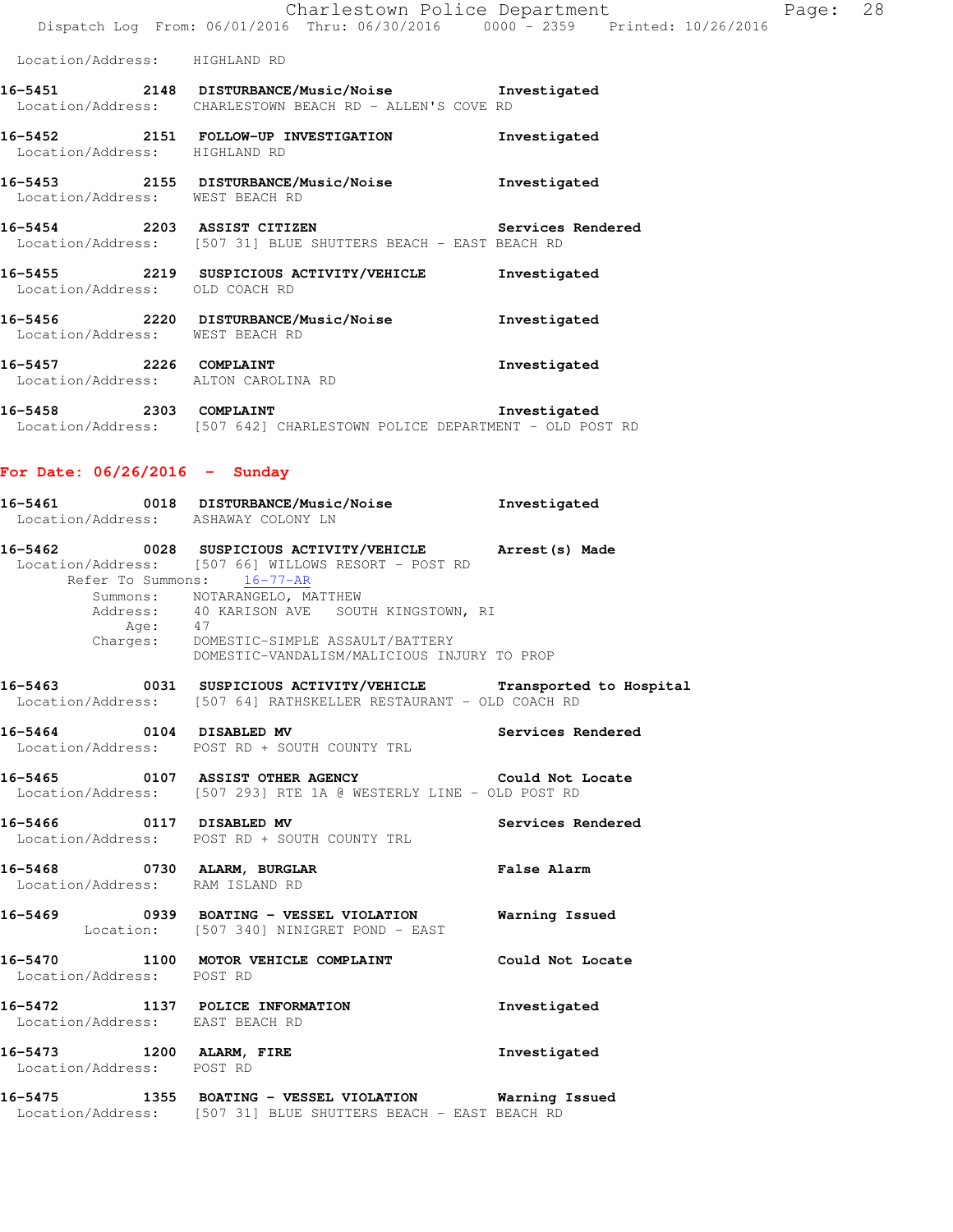Location/Address: HIGHLAND RD

**16-5451** 2148 **DISTURBANCE/Music/Noise** **Investigated**
Location/Address: CHARLESTOWN BEACH RD - ALLEN'S COVE RD

**16-5452** 2151 **FOLLOW-UP INVESTIGATION** **Investigated**
Location/Address: HIGHLAND RD

**16-5453** 2155 **DISTURBANCE/Music/Noise** **Investigated**
Location/Address: WEST BEACH RD

**16-5454** 2203 **ASSIST CITIZEN** **Services Rendered**
Location/Address: [507 31] BLUE SHUTTERS BEACH - EAST BEACH RD

**16-5455** 2219 **SUSPICIOUS ACTIVITY/VEHICLE** **Investigated**
Location/Address: OLD COACH RD

**16-5456** 2220 **DISTURBANCE/Music/Noise** **Investigated**
Location/Address: WEST BEACH RD

**16-5457** 2226 **COMPLAINT** **Investigated**
Location/Address: ALTON CAROLINA RD

**16-5458** 2303 **COMPLAINT** **Investigated**
Location/Address: [507 642] CHARLESTOWN POLICE DEPARTMENT - OLD POST RD

## For Date: 06/26/2016 - Sunday

**16-5461** 0018 **DISTURBANCE/Music/Noise** **Investigated**
Location/Address: ASHAWAY COLONY LN

**16-5462** 0028 **SUSPICIOUS ACTIVITY/VEHICLE** **Arrest(s) Made**
Location/Address: [507 66] WILLOWS RESORT - POST RD
Refer To Summons: 16-77-AR
Summons: NOTARANGELO, MATTHEW
Address: 40 KARISON AVE SOUTH KINGSTOWN, RI
Age: 47
Charges: DOMESTIC-SIMPLE ASSAULT/BATTERY
DOMESTIC-VANDALISM/MALICIOUS INJURY TO PROP

**16-5463** 0031 **SUSPICIOUS ACTIVITY/VEHICLE** **Transported to Hospital**
Location/Address: [507 64] RATHSKELLER RESTAURANT - OLD COACH RD

**16-5464** 0104 **DISABLED MV** **Services Rendered**
Location/Address: POST RD + SOUTH COUNTY TRL

**16-5465** 0107 **ASSIST OTHER AGENCY** **Could Not Locate**
Location/Address: [507 293] RTE 1A @ WESTERLY LINE - OLD POST RD

**16-5466** 0117 **DISABLED MV** **Services Rendered**
Location/Address: POST RD + SOUTH COUNTY TRL

**16-5468** 0730 **ALARM, BURGLAR** **False Alarm**
Location/Address: RAM ISLAND RD

**16-5469** 0939 **BOATING - VESSEL VIOLATION** **Warning Issued**
Location: [507 340] NINIGRET POND - EAST

**16-5470** 1100 **MOTOR VEHICLE COMPLAINT** **Could Not Locate**
Location/Address: POST RD

**16-5472** 1137 **POLICE INFORMATION** **Investigated**
Location/Address: EAST BEACH RD

**16-5473** 1200 **ALARM, FIRE** **Investigated**
Location/Address: POST RD

**16-5475** 1355 **BOATING - VESSEL VIOLATION** **Warning Issued**
Location/Address: [507 31] BLUE SHUTTERS BEACH - EAST BEACH RD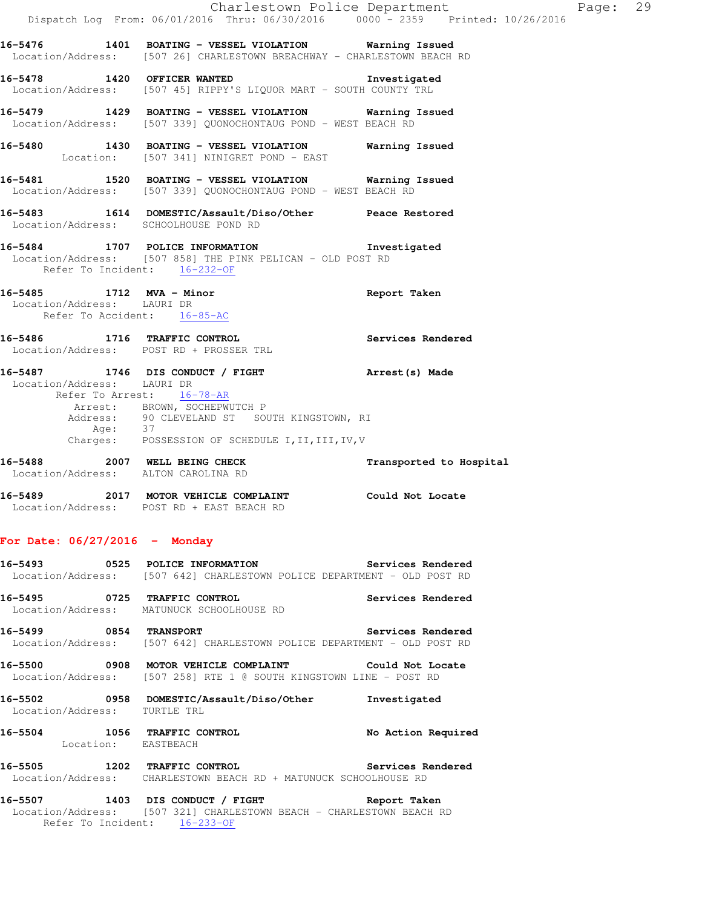**16-5476 1401 BOATING - VESSEL VIOLATION Warning Issued**
Location/Address: [507 26] CHARLESTOWN BREACHWAY - CHARLESTOWN BEACH RD

**16-5478 1420 OFFICER WANTED Investigated**
Location/Address: [507 45] RIPPY'S LIQUOR MART - SOUTH COUNTY TRL

**16-5479 1429 BOATING - VESSEL VIOLATION Warning Issued**
Location/Address: [507 339] QUONOCHONTAUG POND - WEST BEACH RD

**16-5480 1430 BOATING - VESSEL VIOLATION Warning Issued**
Location: [507 341] NINIGRET POND - EAST

**16-5481 1520 BOATING - VESSEL VIOLATION Warning Issued**
Location/Address: [507 339] QUONOCHONTAUG POND - WEST BEACH RD

**16-5483 1614 DOMESTIC/Assault/Diso/Other Peace Restored**
Location/Address: SCHOOLHOUSE POND RD

**16-5484 1707 POLICE INFORMATION Investigated**
Location/Address: [507 858] THE PINK PELICAN - OLD POST RD
Refer To Incident: 16-232-OF

**16-5485 1712 MVA - Minor Report Taken**
Location/Address: LAURI DR
Refer To Accident: 16-85-AC

**16-5486 1716 TRAFFIC CONTROL Services Rendered**
Location/Address: POST RD + PROSSER TRL

**16-5487 1746 DIS CONDUCT / FIGHT Arrest(s) Made**
Location/Address: LAURI DR
Refer To Arrest: 16-78-AR
Arrest: BROWN, SOCHEPWUTCH P
Address: 90 CLEVELAND ST SOUTH KINGSTOWN, RI
Age: 37
Charges: POSSESSION OF SCHEDULE I,II,III,IV,V

**16-5488 2007 WELL BEING CHECK Transported to Hospital**
Location/Address: ALTON CAROLINA RD

**16-5489 2017 MOTOR VEHICLE COMPLAINT Could Not Locate**
Location/Address: POST RD + EAST BEACH RD

## For Date: 06/27/2016 - Monday

**16-5493 0525 POLICE INFORMATION Services Rendered**
Location/Address: [507 642] CHARLESTOWN POLICE DEPARTMENT - OLD POST RD

**16-5495 0725 TRAFFIC CONTROL Services Rendered**
Location/Address: MATUNUCK SCHOOLHOUSE RD

**16-5499 0854 TRANSPORT Services Rendered**
Location/Address: [507 642] CHARLESTOWN POLICE DEPARTMENT - OLD POST RD

**16-5500 0908 MOTOR VEHICLE COMPLAINT Could Not Locate**
Location/Address: [507 258] RTE 1 @ SOUTH KINGSTOWN LINE - POST RD

**16-5502 0958 DOMESTIC/Assault/Diso/Other Investigated**
Location/Address: TURTLE TRL

**16-5504 1056 TRAFFIC CONTROL No Action Required**
Location: EASTBEACH

**16-5505 1202 TRAFFIC CONTROL Services Rendered**
Location/Address: CHARLESTOWN BEACH RD + MATUNUCK SCHOOLHOUSE RD

**16-5507 1403 DIS CONDUCT / FIGHT Report Taken**
Location/Address: [507 321] CHARLESTOWN BEACH - CHARLESTOWN BEACH RD
Refer To Incident: 16-233-OF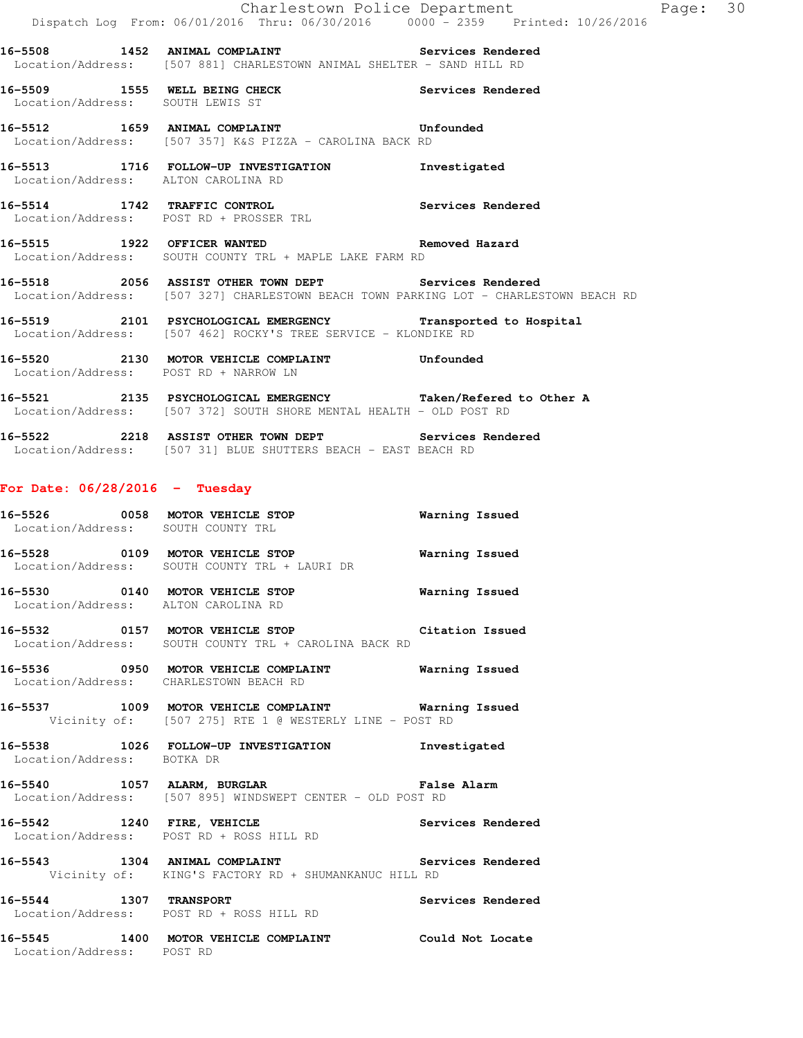**16-5508 1452 ANIMAL COMPLAINT** Services Rendered
Location/Address: [507 881] CHARLESTOWN ANIMAL SHELTER - SAND HILL RD

**16-5509 1555 WELL BEING CHECK** Services Rendered
Location/Address: SOUTH LEWIS ST

**16-5512 1659 ANIMAL COMPLAINT** Unfounded
Location/Address: [507 357] K&S PIZZA - CAROLINA BACK RD

**16-5513 1716 FOLLOW-UP INVESTIGATION** Investigated
Location/Address: ALTON CAROLINA RD

**16-5514 1742 TRAFFIC CONTROL** Services Rendered
Location/Address: POST RD + PROSSER TRL

**16-5515 1922 OFFICER WANTED** Removed Hazard
Location/Address: SOUTH COUNTY TRL + MAPLE LAKE FARM RD

**16-5518 2056 ASSIST OTHER TOWN DEPT** Services Rendered
Location/Address: [507 327] CHARLESTOWN BEACH TOWN PARKING LOT - CHARLESTOWN BEACH RD

**16-5519 2101 PSYCHOLOGICAL EMERGENCY** Transported to Hospital
Location/Address: [507 462] ROCKY'S TREE SERVICE - KLONDIKE RD

**16-5520 2130 MOTOR VEHICLE COMPLAINT** Unfounded
Location/Address: POST RD + NARROW LN

**16-5521 2135 PSYCHOLOGICAL EMERGENCY** Taken/Refered to Other A
Location/Address: [507 372] SOUTH SHORE MENTAL HEALTH - OLD POST RD

**16-5522 2218 ASSIST OTHER TOWN DEPT** Services Rendered
Location/Address: [507 31] BLUE SHUTTERS BEACH - EAST BEACH RD

## For Date: 06/28/2016 - Tuesday

**16-5526 0058 MOTOR VEHICLE STOP** Warning Issued
Location/Address: SOUTH COUNTY TRL

**16-5528 0109 MOTOR VEHICLE STOP** Warning Issued
Location/Address: SOUTH COUNTY TRL + LAURI DR

**16-5530 0140 MOTOR VEHICLE STOP** Warning Issued
Location/Address: ALTON CAROLINA RD

**16-5532 0157 MOTOR VEHICLE STOP** Citation Issued
Location/Address: SOUTH COUNTY TRL + CAROLINA BACK RD

**16-5536 0950 MOTOR VEHICLE COMPLAINT** Warning Issued
Location/Address: CHARLESTOWN BEACH RD

**16-5537 1009 MOTOR VEHICLE COMPLAINT** Warning Issued
Vicinity of: [507 275] RTE 1 @ WESTERLY LINE - POST RD

**16-5538 1026 FOLLOW-UP INVESTIGATION** Investigated
Location/Address: BOTKA DR

**16-5540 1057 ALARM, BURGLAR** False Alarm
Location/Address: [507 895] WINDSWEPT CENTER - OLD POST RD

**16-5542 1240 FIRE, VEHICLE** Services Rendered
Location/Address: POST RD + ROSS HILL RD

**16-5543 1304 ANIMAL COMPLAINT** Services Rendered
Vicinity of: KING'S FACTORY RD + SHUMANKANUC HILL RD

**16-5544 1307 TRANSPORT** Services Rendered
Location/Address: POST RD + ROSS HILL RD

**16-5545 1400 MOTOR VEHICLE COMPLAINT** Could Not Locate
Location/Address: POST RD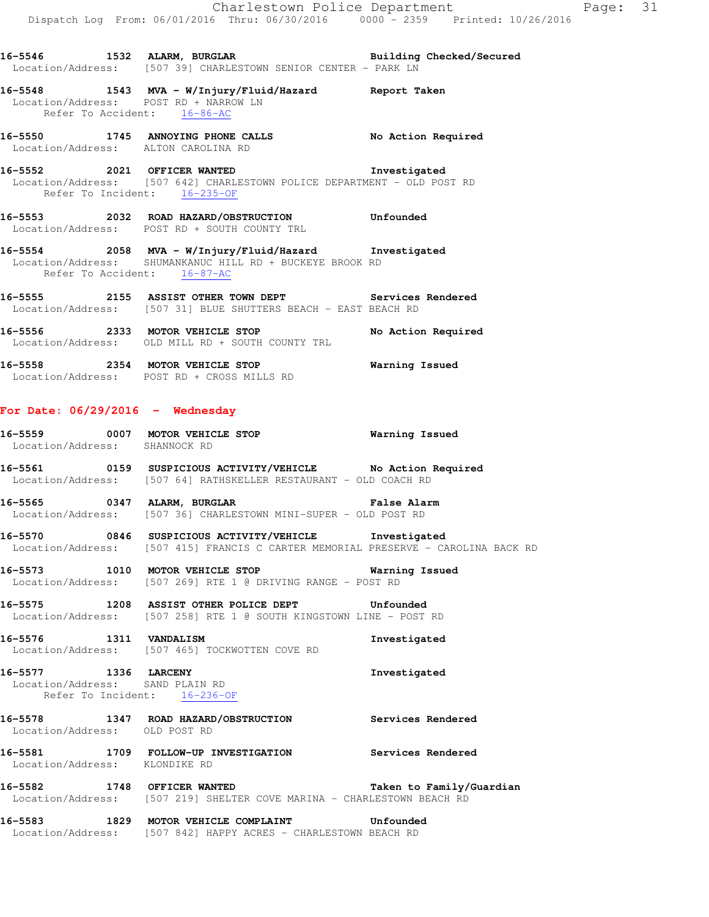**16-5546 1532 ALARM, BURGLAR** Building Checked/Secured
Location/Address: [507 39] CHARLESTOWN SENIOR CENTER - PARK LN

**16-5548 1543 MVA - W/Injury/Fluid/Hazard** Report Taken
Location/Address: POST RD + NARROW LN
Refer To Accident: 16-86-AC

**16-5550 1745 ANNOYING PHONE CALLS** No Action Required
Location/Address: ALTON CAROLINA RD

**16-5552 2021 OFFICER WANTED** Investigated
Location/Address: [507 642] CHARLESTOWN POLICE DEPARTMENT - OLD POST RD
Refer To Incident: 16-235-OF

**16-5553 2032 ROAD HAZARD/OBSTRUCTION** Unfounded
Location/Address: POST RD + SOUTH COUNTY TRL

**16-5554 2058 MVA - W/Injury/Fluid/Hazard** Investigated
Location/Address: SHUMANKANUC HILL RD + BUCKEYE BROOK RD
Refer To Accident: 16-87-AC

**16-5555 2155 ASSIST OTHER TOWN DEPT** Services Rendered
Location/Address: [507 31] BLUE SHUTTERS BEACH - EAST BEACH RD

**16-5556 2333 MOTOR VEHICLE STOP** No Action Required
Location/Address: OLD MILL RD + SOUTH COUNTY TRL

**16-5558 2354 MOTOR VEHICLE STOP** Warning Issued
Location/Address: POST RD + CROSS MILLS RD

## For Date: 06/29/2016 - Wednesday

**16-5559 0007 MOTOR VEHICLE STOP** Warning Issued
Location/Address: SHANNOCK RD

**16-5561 0159 SUSPICIOUS ACTIVITY/VEHICLE** No Action Required
Location/Address: [507 64] RATHSKELLER RESTAURANT - OLD COACH RD

**16-5565 0347 ALARM, BURGLAR** False Alarm
Location/Address: [507 36] CHARLESTOWN MINI-SUPER - OLD POST RD

**16-5570 0846 SUSPICIOUS ACTIVITY/VEHICLE** Investigated
Location/Address: [507 415] FRANCIS C CARTER MEMORIAL PRESERVE - CAROLINA BACK RD

**16-5573 1010 MOTOR VEHICLE STOP** Warning Issued
Location/Address: [507 269] RTE 1 @ DRIVING RANGE - POST RD

**16-5575 1208 ASSIST OTHER POLICE DEPT** Unfounded
Location/Address: [507 258] RTE 1 @ SOUTH KINGSTOWN LINE - POST RD

**16-5576 1311 VANDALISM** Investigated
Location/Address: [507 465] TOCKWOTTEN COVE RD

**16-5577 1336 LARCENY** Investigated
Location/Address: SAND PLAIN RD
Refer To Incident: 16-236-OF

**16-5578 1347 ROAD HAZARD/OBSTRUCTION** Services Rendered
Location/Address: OLD POST RD

**16-5581 1709 FOLLOW-UP INVESTIGATION** Services Rendered
Location/Address: KLONDIKE RD

**16-5582 1748 OFFICER WANTED** Taken to Family/Guardian
Location/Address: [507 219] SHELTER COVE MARINA - CHARLESTOWN BEACH RD

**16-5583 1829 MOTOR VEHICLE COMPLAINT** Unfounded
Location/Address: [507 842] HAPPY ACRES - CHARLESTOWN BEACH RD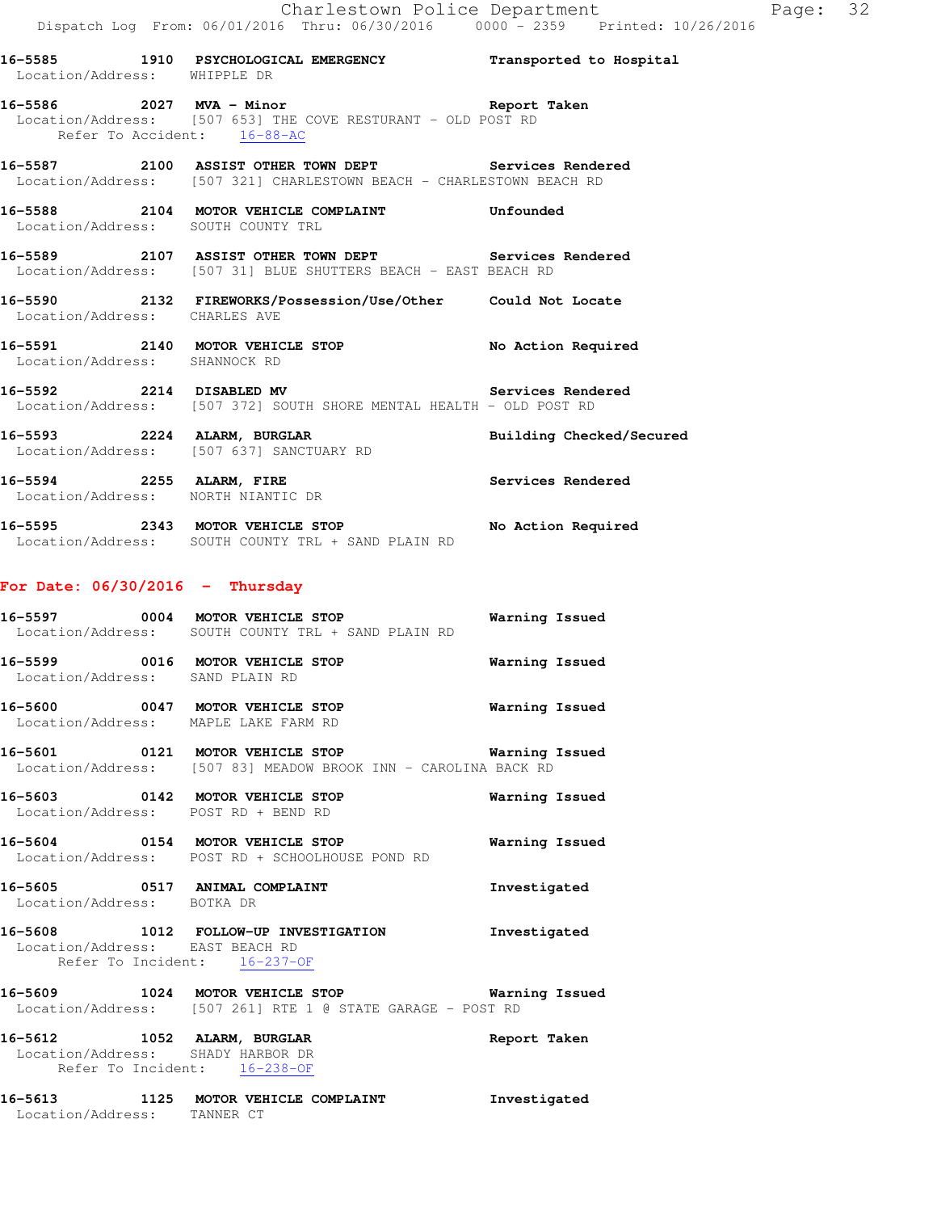16-5585 1910 **PSYCHOLOGICAL EMERGENCY** **Transported to Hospital**
Location/Address: WHIPPLE DR

16-5586 2027 **MVA - Minor** **Report Taken**
Location/Address: [507 653] THE COVE RESTURANT - OLD POST RD
Refer To Accident: 16-88-AC

16-5587 2100 **ASSIST OTHER TOWN DEPT** **Services Rendered**
Location/Address: [507 321] CHARLESTOWN BEACH - CHARLESTOWN BEACH RD

16-5588 2104 **MOTOR VEHICLE COMPLAINT** **Unfounded**
Location/Address: SOUTH COUNTY TRL

16-5589 2107 **ASSIST OTHER TOWN DEPT** **Services Rendered**
Location/Address: [507 31] BLUE SHUTTERS BEACH - EAST BEACH RD

16-5590 2132 **FIREWORKS/Possession/Use/Other** **Could Not Locate**
Location/Address: CHARLES AVE

16-5591 2140 **MOTOR VEHICLE STOP** **No Action Required**
Location/Address: SHANNOCK RD

16-5592 2214 **DISABLED MV** **Services Rendered**
Location/Address: [507 372] SOUTH SHORE MENTAL HEALTH - OLD POST RD

16-5593 2224 **ALARM, BURGLAR** **Building Checked/Secured**
Location/Address: [507 637] SANCTUARY RD

16-5594 2255 **ALARM, FIRE** **Services Rendered**
Location/Address: NORTH NIANTIC DR

16-5595 2343 **MOTOR VEHICLE STOP** **No Action Required**
Location/Address: SOUTH COUNTY TRL + SAND PLAIN RD

## For Date: 06/30/2016 - Thursday

16-5597 0004 **MOTOR VEHICLE STOP** **Warning Issued**
Location/Address: SOUTH COUNTY TRL + SAND PLAIN RD

16-5599 0016 **MOTOR VEHICLE STOP** **Warning Issued**
Location/Address: SAND PLAIN RD

16-5600 0047 **MOTOR VEHICLE STOP** **Warning Issued**
Location/Address: MAPLE LAKE FARM RD

16-5601 0121 **MOTOR VEHICLE STOP** **Warning Issued**
Location/Address: [507 83] MEADOW BROOK INN - CAROLINA BACK RD

16-5603 0142 **MOTOR VEHICLE STOP** **Warning Issued**
Location/Address: POST RD + BEND RD

16-5604 0154 **MOTOR VEHICLE STOP** **Warning Issued**
Location/Address: POST RD + SCHOOLHOUSE POND RD

16-5605 0517 **ANIMAL COMPLAINT** **Investigated**
Location/Address: BOTKA DR

16-5608 1012 **FOLLOW-UP INVESTIGATION** **Investigated**
Location/Address: EAST BEACH RD
Refer To Incident: 16-237-OF

16-5609 1024 **MOTOR VEHICLE STOP** **Warning Issued**
Location/Address: [507 261] RTE 1 @ STATE GARAGE - POST RD

16-5612 1052 **ALARM, BURGLAR** **Report Taken**
Location/Address: SHADY HARBOR DR
Refer To Incident: 16-238-OF

16-5613 1125 **MOTOR VEHICLE COMPLAINT** **Investigated**
Location/Address: TANNER CT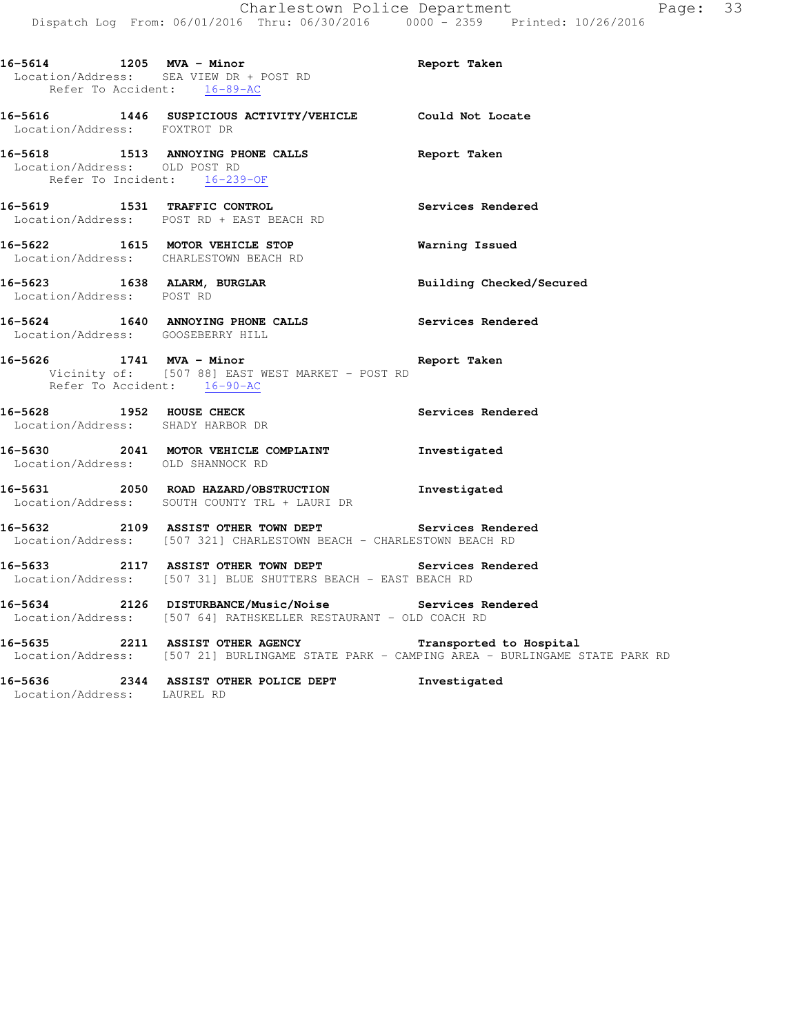**16-5614 1205 MVA - Minor** **Report Taken**
Location/Address: SEA VIEW DR + POST RD
Refer To Accident: 16-89-AC

**16-5616 1446 SUSPICIOUS ACTIVITY/VEHICLE** **Could Not Locate**
Location/Address: FOXTROT DR

**16-5618 1513 ANNOYING PHONE CALLS** **Report Taken**
Location/Address: OLD POST RD
Refer To Incident: 16-239-OF

**16-5619 1531 TRAFFIC CONTROL** **Services Rendered**
Location/Address: POST RD + EAST BEACH RD

**16-5622 1615 MOTOR VEHICLE STOP** **Warning Issued**
Location/Address: CHARLESTOWN BEACH RD

**16-5623 1638 ALARM, BURGLAR** **Building Checked/Secured**
Location/Address: POST RD

**16-5624 1640 ANNOYING PHONE CALLS** **Services Rendered**
Location/Address: GOOSEBERRY HILL

**16-5626 1741 MVA - Minor** **Report Taken**
Vicinity of: [507 88] EAST WEST MARKET - POST RD
Refer To Accident: 16-90-AC

**16-5628 1952 HOUSE CHECK** **Services Rendered**
Location/Address: SHADY HARBOR DR

**16-5630 2041 MOTOR VEHICLE COMPLAINT** **Investigated**
Location/Address: OLD SHANNOCK RD

**16-5631 2050 ROAD HAZARD/OBSTRUCTION** **Investigated**
Location/Address: SOUTH COUNTY TRL + LAURI DR

**16-5632 2109 ASSIST OTHER TOWN DEPT** **Services Rendered**
Location/Address: [507 321] CHARLESTOWN BEACH - CHARLESTOWN BEACH RD

**16-5633 2117 ASSIST OTHER TOWN DEPT** **Services Rendered**
Location/Address: [507 31] BLUE SHUTTERS BEACH - EAST BEACH RD

**16-5634 2126 DISTURBANCE/Music/Noise** **Services Rendered**
Location/Address: [507 64] RATHSKELLER RESTAURANT - OLD COACH RD

**16-5635 2211 ASSIST OTHER AGENCY** **Transported to Hospital**
Location/Address: [507 21] BURLINGAME STATE PARK - CAMPING AREA - BURLINGAME STATE PARK RD

**16-5636 2344 ASSIST OTHER POLICE DEPT** **Investigated**
Location/Address: LAUREL RD